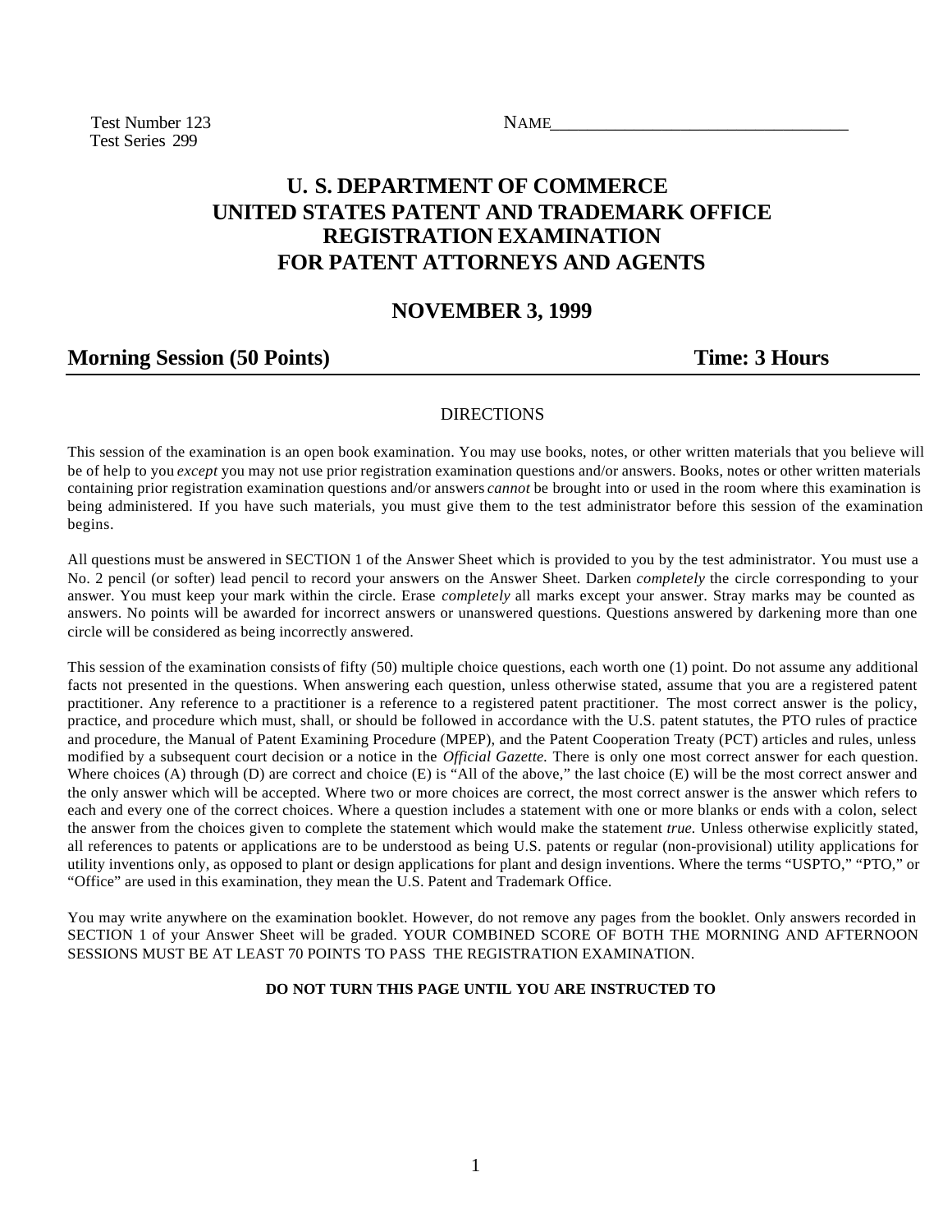Test Number 123
Test Series 299

NAME__________________________________

# U. S. DEPARTMENT OF COMMERCE
# UNITED STATES PATENT AND TRADEMARK OFFICE
# REGISTRATION EXAMINATION
# FOR PATENT ATTORNEYS AND AGENTS

## NOVEMBER 3, 1999

## Morning Session (50 Points) Time: 3 Hours

DIRECTIONS

This session of the examination is an open book examination. You may use books, notes, or other written materials that you believe will be of help to you *except* you may not use prior registration examination questions and/or answers. Books, notes or other written materials containing prior registration examination questions and/or answers *cannot* be brought into or used in the room where this examination is being administered. If you have such materials, you must give them to the test administrator before this session of the examination begins.

All questions must be answered in SECTION 1 of the Answer Sheet which is provided to you by the test administrator. You must use a No. 2 pencil (or softer) lead pencil to record your answers on the Answer Sheet. Darken *completely* the circle corresponding to your answer. You must keep your mark within the circle. Erase *completely* all marks except your answer. Stray marks may be counted as answers. No points will be awarded for incorrect answers or unanswered questions. Questions answered by darkening more than one circle will be considered as being incorrectly answered.

This session of the examination consists of fifty (50) multiple choice questions, each worth one (1) point. Do not assume any additional facts not presented in the questions. When answering each question, unless otherwise stated, assume that you are a registered patent practitioner. Any reference to a practitioner is a reference to a registered patent practitioner. The most correct answer is the policy, practice, and procedure which must, shall, or should be followed in accordance with the U.S. patent statutes, the PTO rules of practice and procedure, the Manual of Patent Examining Procedure (MPEP), and the Patent Cooperation Treaty (PCT) articles and rules, unless modified by a subsequent court decision or a notice in the *Official Gazette.* There is only one most correct answer for each question. Where choices (A) through (D) are correct and choice (E) is "All of the above," the last choice (E) will be the most correct answer and the only answer which will be accepted. Where two or more choices are correct, the most correct answer is the answer which refers to each and every one of the correct choices. Where a question includes a statement with one or more blanks or ends with a colon, select the answer from the choices given to complete the statement which would make the statement *true.* Unless otherwise explicitly stated, all references to patents or applications are to be understood as being U.S. patents or regular (non-provisional) utility applications for utility inventions only, as opposed to plant or design applications for plant and design inventions. Where the terms "USPTO," "PTO," or "Office" are used in this examination, they mean the U.S. Patent and Trademark Office.

You may write anywhere on the examination booklet. However, do not remove any pages from the booklet. Only answers recorded in SECTION 1 of your Answer Sheet will be graded. YOUR COMBINED SCORE OF BOTH THE MORNING AND AFTERNOON SESSIONS MUST BE AT LEAST 70 POINTS TO PASS THE REGISTRATION EXAMINATION.

**DO NOT TURN THIS PAGE UNTIL YOU ARE INSTRUCTED TO**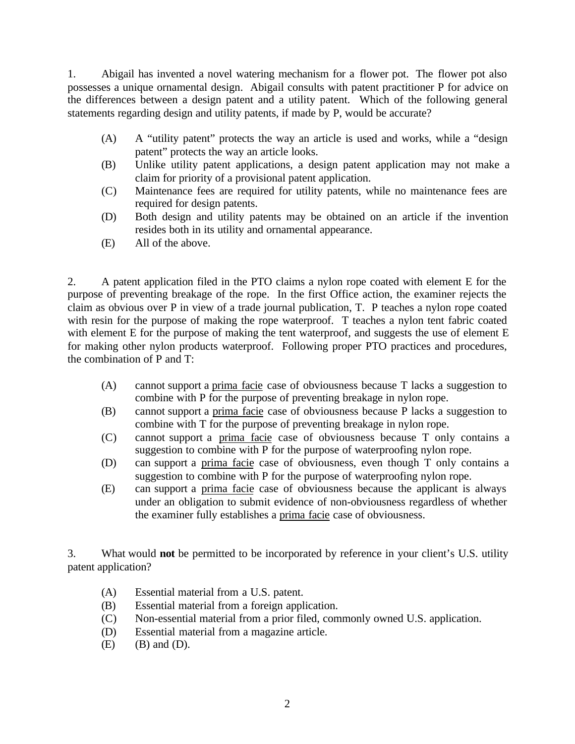1. Abigail has invented a novel watering mechanism for a flower pot. The flower pot also possesses a unique ornamental design. Abigail consults with patent practitioner P for advice on the differences between a design patent and a utility patent. Which of the following general statements regarding design and utility patents, if made by P, would be accurate?

(A) A "utility patent" protects the way an article is used and works, while a "design patent" protects the way an article looks.
(B) Unlike utility patent applications, a design patent application may not make a claim for priority of a provisional patent application.
(C) Maintenance fees are required for utility patents, while no maintenance fees are required for design patents.
(D) Both design and utility patents may be obtained on an article if the invention resides both in its utility and ornamental appearance.
(E) All of the above.

2. A patent application filed in the PTO claims a nylon rope coated with element E for the purpose of preventing breakage of the rope. In the first Office action, the examiner rejects the claim as obvious over P in view of a trade journal publication, T. P teaches a nylon rope coated with resin for the purpose of making the rope waterproof. T teaches a nylon tent fabric coated with element E for the purpose of making the tent waterproof, and suggests the use of element E for making other nylon products waterproof. Following proper PTO practices and procedures, the combination of P and T:

(A) cannot support a prima facie case of obviousness because T lacks a suggestion to combine with P for the purpose of preventing breakage in nylon rope.
(B) cannot support a prima facie case of obviousness because P lacks a suggestion to combine with T for the purpose of preventing breakage in nylon rope.
(C) cannot support a prima facie case of obviousness because T only contains a suggestion to combine with P for the purpose of waterproofing nylon rope.
(D) can support a prima facie case of obviousness, even though T only contains a suggestion to combine with P for the purpose of waterproofing nylon rope.
(E) can support a prima facie case of obviousness because the applicant is always under an obligation to submit evidence of non-obviousness regardless of whether the examiner fully establishes a prima facie case of obviousness.

3. What would **not** be permitted to be incorporated by reference in your client's U.S. utility patent application?

(A) Essential material from a U.S. patent.
(B) Essential material from a foreign application.
(C) Non-essential material from a prior filed, commonly owned U.S. application.
(D) Essential material from a magazine article.
(E) (B) and (D).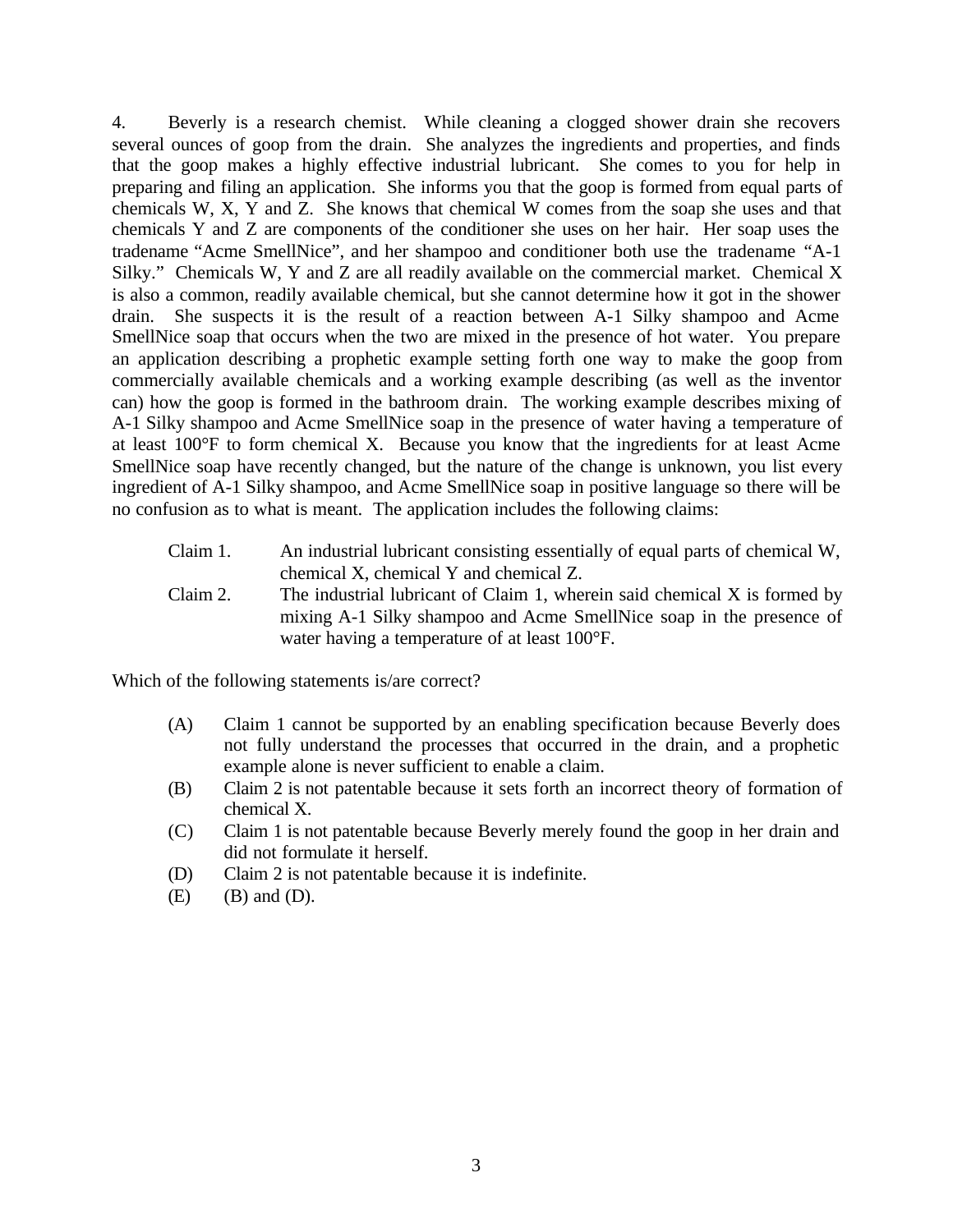4. Beverly is a research chemist. While cleaning a clogged shower drain she recovers several ounces of goop from the drain. She analyzes the ingredients and properties, and finds that the goop makes a highly effective industrial lubricant. She comes to you for help in preparing and filing an application. She informs you that the goop is formed from equal parts of chemicals W, X, Y and Z. She knows that chemical W comes from the soap she uses and that chemicals Y and Z are components of the conditioner she uses on her hair. Her soap uses the tradename "Acme SmellNice", and her shampoo and conditioner both use the tradename "A-1 Silky." Chemicals W, Y and Z are all readily available on the commercial market. Chemical X is also a common, readily available chemical, but she cannot determine how it got in the shower drain. She suspects it is the result of a reaction between A-1 Silky shampoo and Acme SmellNice soap that occurs when the two are mixed in the presence of hot water. You prepare an application describing a prophetic example setting forth one way to make the goop from commercially available chemicals and a working example describing (as well as the inventor can) how the goop is formed in the bathroom drain. The working example describes mixing of A-1 Silky shampoo and Acme SmellNice soap in the presence of water having a temperature of at least 100°F to form chemical X. Because you know that the ingredients for at least Acme SmellNice soap have recently changed, but the nature of the change is unknown, you list every ingredient of A-1 Silky shampoo, and Acme SmellNice soap in positive language so there will be no confusion as to what is meant. The application includes the following claims:

Claim 1. An industrial lubricant consisting essentially of equal parts of chemical W, chemical X, chemical Y and chemical Z.

Claim 2. The industrial lubricant of Claim 1, wherein said chemical X is formed by mixing A-1 Silky shampoo and Acme SmellNice soap in the presence of water having a temperature of at least 100°F.

Which of the following statements is/are correct?

(A) Claim 1 cannot be supported by an enabling specification because Beverly does not fully understand the processes that occurred in the drain, and a prophetic example alone is never sufficient to enable a claim.

(B) Claim 2 is not patentable because it sets forth an incorrect theory of formation of chemical X.

(C) Claim 1 is not patentable because Beverly merely found the goop in her drain and did not formulate it herself.

(D) Claim 2 is not patentable because it is indefinite.

(E) (B) and (D).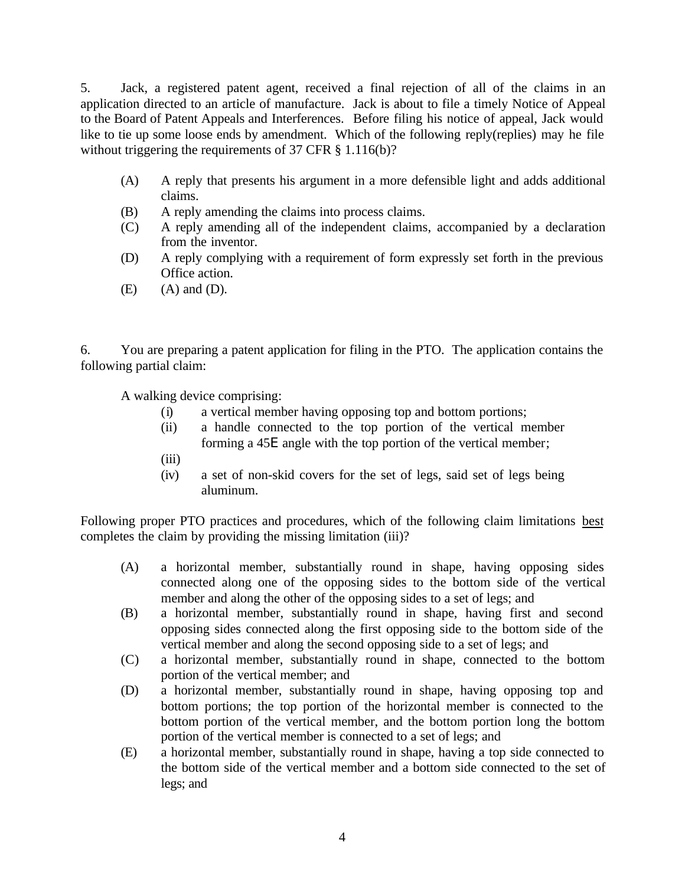5. Jack, a registered patent agent, received a final rejection of all of the claims in an application directed to an article of manufacture. Jack is about to file a timely Notice of Appeal to the Board of Patent Appeals and Interferences. Before filing his notice of appeal, Jack would like to tie up some loose ends by amendment. Which of the following reply(replies) may he file without triggering the requirements of 37 CFR § 1.116(b)?

- (A) A reply that presents his argument in a more defensible light and adds additional claims.
- (B) A reply amending the claims into process claims.
- (C) A reply amending all of the independent claims, accompanied by a declaration from the inventor.
- (D) A reply complying with a requirement of form expressly set forth in the previous Office action.
- (E) (A) and (D).

6. You are preparing a patent application for filing in the PTO. The application contains the following partial claim:

A walking device comprising:

- (i) a vertical member having opposing top and bottom portions;
- (ii) a handle connected to the top portion of the vertical member forming a 45E angle with the top portion of the vertical member;
- (iii)
- (iv) a set of non-skid covers for the set of legs, said set of legs being aluminum.

Following proper PTO practices and procedures, which of the following claim limitations <u>best</u> completes the claim by providing the missing limitation (iii)?

- (A) a horizontal member, substantially round in shape, having opposing sides connected along one of the opposing sides to the bottom side of the vertical member and along the other of the opposing sides to a set of legs; and
- (B) a horizontal member, substantially round in shape, having first and second opposing sides connected along the first opposing side to the bottom side of the vertical member and along the second opposing side to a set of legs; and
- (C) a horizontal member, substantially round in shape, connected to the bottom portion of the vertical member; and
- (D) a horizontal member, substantially round in shape, having opposing top and bottom portions; the top portion of the horizontal member is connected to the bottom portion of the vertical member, and the bottom portion long the bottom portion of the vertical member is connected to a set of legs; and
- (E) a horizontal member, substantially round in shape, having a top side connected to the bottom side of the vertical member and a bottom side connected to the set of legs; and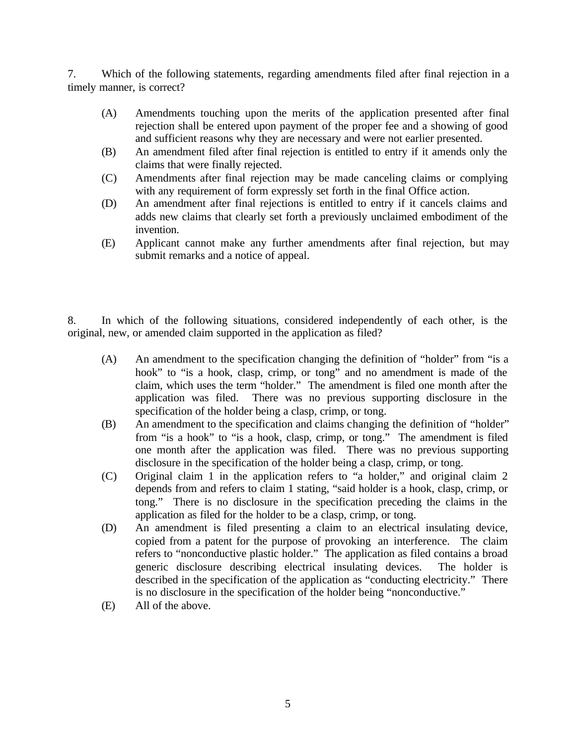7. Which of the following statements, regarding amendments filed after final rejection in a timely manner, is correct?

(A) Amendments touching upon the merits of the application presented after final rejection shall be entered upon payment of the proper fee and a showing of good and sufficient reasons why they are necessary and were not earlier presented.

(B) An amendment filed after final rejection is entitled to entry if it amends only the claims that were finally rejected.

(C) Amendments after final rejection may be made canceling claims or complying with any requirement of form expressly set forth in the final Office action.

(D) An amendment after final rejections is entitled to entry if it cancels claims and adds new claims that clearly set forth a previously unclaimed embodiment of the invention.

(E) Applicant cannot make any further amendments after final rejection, but may submit remarks and a notice of appeal.

8. In which of the following situations, considered independently of each other, is the original, new, or amended claim supported in the application as filed?

(A) An amendment to the specification changing the definition of "holder" from "is a hook" to "is a hook, clasp, crimp, or tong" and no amendment is made of the claim, which uses the term "holder." The amendment is filed one month after the application was filed. There was no previous supporting disclosure in the specification of the holder being a clasp, crimp, or tong.

(B) An amendment to the specification and claims changing the definition of "holder" from "is a hook" to "is a hook, clasp, crimp, or tong." The amendment is filed one month after the application was filed. There was no previous supporting disclosure in the specification of the holder being a clasp, crimp, or tong.

(C) Original claim 1 in the application refers to "a holder," and original claim 2 depends from and refers to claim 1 stating, "said holder is a hook, clasp, crimp, or tong." There is no disclosure in the specification preceding the claims in the application as filed for the holder to be a clasp, crimp, or tong.

(D) An amendment is filed presenting a claim to an electrical insulating device, copied from a patent for the purpose of provoking an interference. The claim refers to "nonconductive plastic holder." The application as filed contains a broad generic disclosure describing electrical insulating devices. The holder is described in the specification of the application as "conducting electricity." There is no disclosure in the specification of the holder being "nonconductive."

(E) All of the above.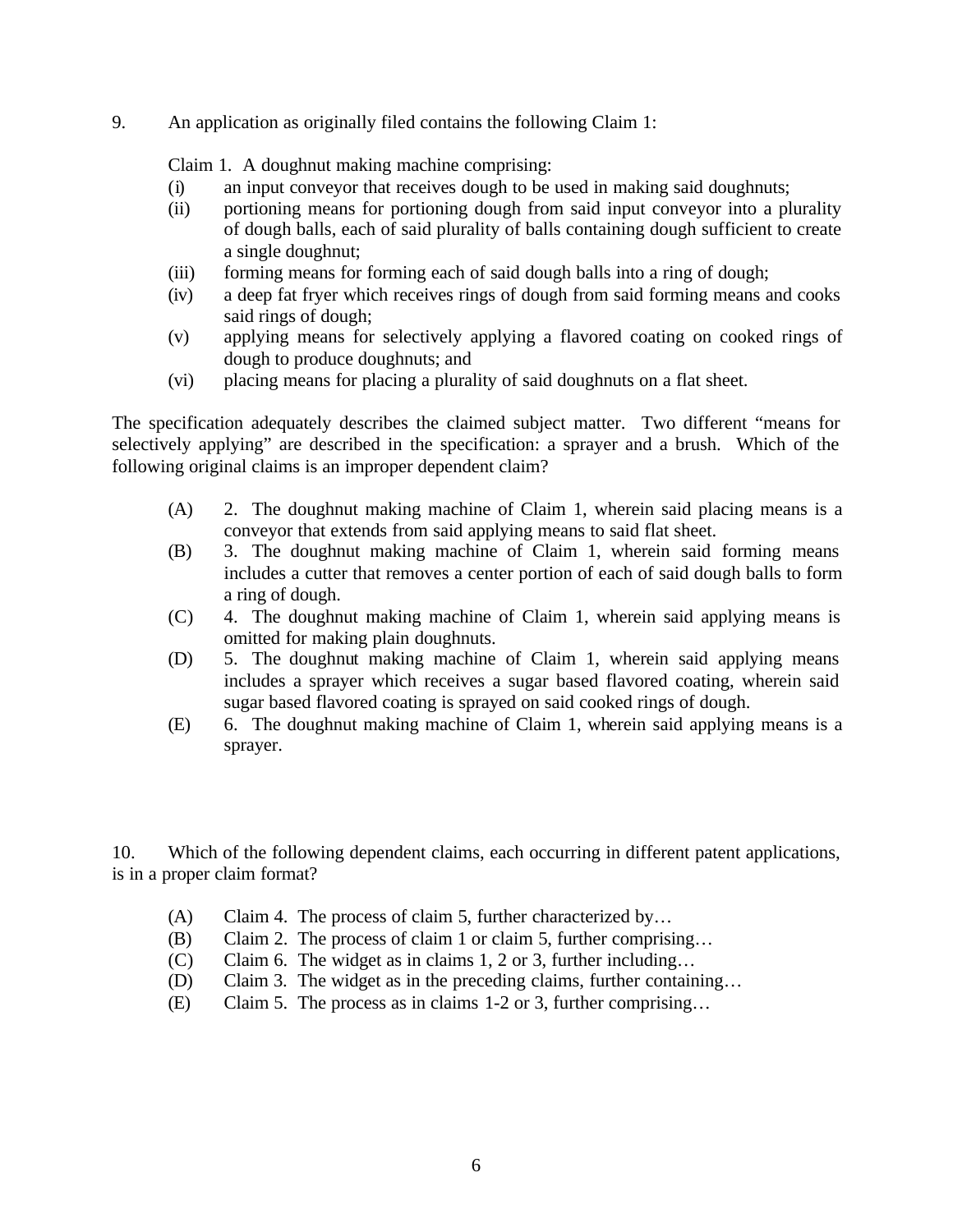9. An application as originally filed contains the following Claim 1:

Claim 1. A doughnut making machine comprising:

(i) an input conveyor that receives dough to be used in making said doughnuts;

(ii) portioning means for portioning dough from said input conveyor into a plurality of dough balls, each of said plurality of balls containing dough sufficient to create a single doughnut;

(iii) forming means for forming each of said dough balls into a ring of dough;

(iv) a deep fat fryer which receives rings of dough from said forming means and cooks said rings of dough;

(v) applying means for selectively applying a flavored coating on cooked rings of dough to produce doughnuts; and

(vi) placing means for placing a plurality of said doughnuts on a flat sheet.

The specification adequately describes the claimed subject matter. Two different "means for selectively applying" are described in the specification: a sprayer and a brush. Which of the following original claims is an improper dependent claim?

(A) 2. The doughnut making machine of Claim 1, wherein said placing means is a conveyor that extends from said applying means to said flat sheet.

(B) 3. The doughnut making machine of Claim 1, wherein said forming means includes a cutter that removes a center portion of each of said dough balls to form a ring of dough.

(C) 4. The doughnut making machine of Claim 1, wherein said applying means is omitted for making plain doughnuts.

(D) 5. The doughnut making machine of Claim 1, wherein said applying means includes a sprayer which receives a sugar based flavored coating, wherein said sugar based flavored coating is sprayed on said cooked rings of dough.

(E) 6. The doughnut making machine of Claim 1, wherein said applying means is a sprayer.

10. Which of the following dependent claims, each occurring in different patent applications, is in a proper claim format?

(A) Claim 4. The process of claim 5, further characterized by…

(B) Claim 2. The process of claim 1 or claim 5, further comprising…

(C) Claim 6. The widget as in claims 1, 2 or 3, further including…

(D) Claim 3. The widget as in the preceding claims, further containing…

(E) Claim 5. The process as in claims 1-2 or 3, further comprising…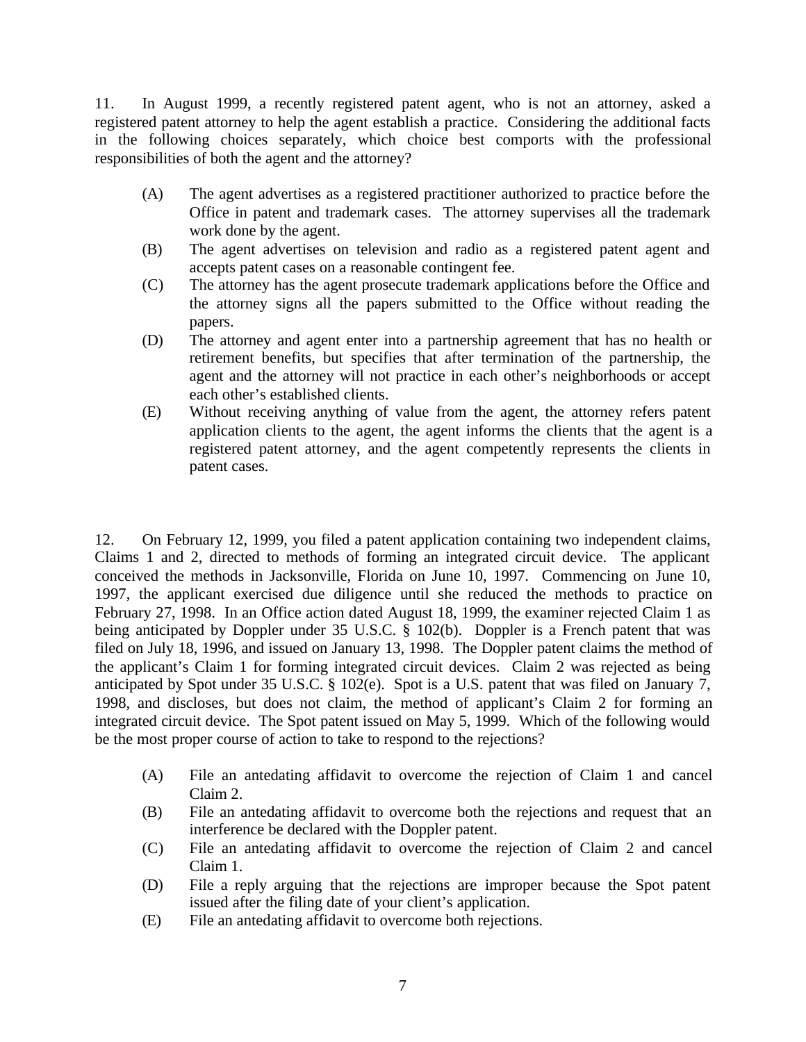11. In August 1999, a recently registered patent agent, who is not an attorney, asked a registered patent attorney to help the agent establish a practice. Considering the additional facts in the following choices separately, which choice best comports with the professional responsibilities of both the agent and the attorney?

(A) The agent advertises as a registered practitioner authorized to practice before the Office in patent and trademark cases. The attorney supervises all the trademark work done by the agent.

(B) The agent advertises on television and radio as a registered patent agent and accepts patent cases on a reasonable contingent fee.

(C) The attorney has the agent prosecute trademark applications before the Office and the attorney signs all the papers submitted to the Office without reading the papers.

(D) The attorney and agent enter into a partnership agreement that has no health or retirement benefits, but specifies that after termination of the partnership, the agent and the attorney will not practice in each other's neighborhoods or accept each other's established clients.

(E) Without receiving anything of value from the agent, the attorney refers patent application clients to the agent, the agent informs the clients that the agent is a registered patent attorney, and the agent competently represents the clients in patent cases.

12. On February 12, 1999, you filed a patent application containing two independent claims, Claims 1 and 2, directed to methods of forming an integrated circuit device. The applicant conceived the methods in Jacksonville, Florida on June 10, 1997. Commencing on June 10, 1997, the applicant exercised due diligence until she reduced the methods to practice on February 27, 1998. In an Office action dated August 18, 1999, the examiner rejected Claim 1 as being anticipated by Doppler under 35 U.S.C. § 102(b). Doppler is a French patent that was filed on July 18, 1996, and issued on January 13, 1998. The Doppler patent claims the method of the applicant's Claim 1 for forming integrated circuit devices. Claim 2 was rejected as being anticipated by Spot under 35 U.S.C. § 102(e). Spot is a U.S. patent that was filed on January 7, 1998, and discloses, but does not claim, the method of applicant's Claim 2 for forming an integrated circuit device. The Spot patent issued on May 5, 1999. Which of the following would be the most proper course of action to take to respond to the rejections?

(A) File an antedating affidavit to overcome the rejection of Claim 1 and cancel Claim 2.

(B) File an antedating affidavit to overcome both the rejections and request that an interference be declared with the Doppler patent.

(C) File an antedating affidavit to overcome the rejection of Claim 2 and cancel Claim 1.

(D) File a reply arguing that the rejections are improper because the Spot patent issued after the filing date of your client's application.

(E) File an antedating affidavit to overcome both rejections.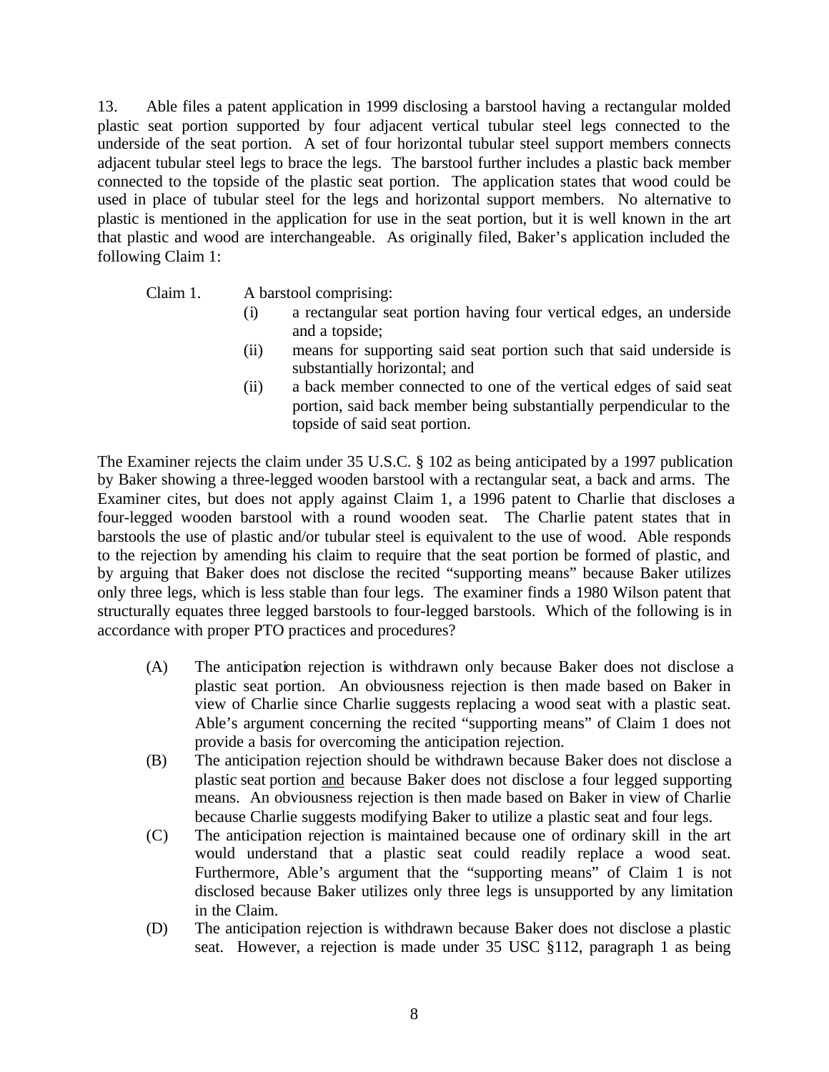13. Able files a patent application in 1999 disclosing a barstool having a rectangular molded plastic seat portion supported by four adjacent vertical tubular steel legs connected to the underside of the seat portion. A set of four horizontal tubular steel support members connects adjacent tubular steel legs to brace the legs. The barstool further includes a plastic back member connected to the topside of the plastic seat portion. The application states that wood could be used in place of tubular steel for the legs and horizontal support members. No alternative to plastic is mentioned in the application for use in the seat portion, but it is well known in the art that plastic and wood are interchangeable. As originally filed, Baker's application included the following Claim 1:

Claim 1. A barstool comprising:

- (i) a rectangular seat portion having four vertical edges, an underside and a topside;
- (ii) means for supporting said seat portion such that said underside is substantially horizontal; and
- (ii) a back member connected to one of the vertical edges of said seat portion, said back member being substantially perpendicular to the topside of said seat portion.

The Examiner rejects the claim under 35 U.S.C. § 102 as being anticipated by a 1997 publication by Baker showing a three-legged wooden barstool with a rectangular seat, a back and arms. The Examiner cites, but does not apply against Claim 1, a 1996 patent to Charlie that discloses a four-legged wooden barstool with a round wooden seat. The Charlie patent states that in barstools the use of plastic and/or tubular steel is equivalent to the use of wood. Able responds to the rejection by amending his claim to require that the seat portion be formed of plastic, and by arguing that Baker does not disclose the recited "supporting means" because Baker utilizes only three legs, which is less stable than four legs. The examiner finds a 1980 Wilson patent that structurally equates three legged barstools to four-legged barstools. Which of the following is in accordance with proper PTO practices and procedures?

- (A) The anticipation rejection is withdrawn only because Baker does not disclose a plastic seat portion. An obviousness rejection is then made based on Baker in view of Charlie since Charlie suggests replacing a wood seat with a plastic seat. Able's argument concerning the recited "supporting means" of Claim 1 does not provide a basis for overcoming the anticipation rejection.
- (B) The anticipation rejection should be withdrawn because Baker does not disclose a plastic seat portion <u>and</u> because Baker does not disclose a four legged supporting means. An obviousness rejection is then made based on Baker in view of Charlie because Charlie suggests modifying Baker to utilize a plastic seat and four legs.
- (C) The anticipation rejection is maintained because one of ordinary skill in the art would understand that a plastic seat could readily replace a wood seat. Furthermore, Able's argument that the "supporting means" of Claim 1 is not disclosed because Baker utilizes only three legs is unsupported by any limitation in the Claim.
- (D) The anticipation rejection is withdrawn because Baker does not disclose a plastic seat. However, a rejection is made under 35 USC §112, paragraph 1 as being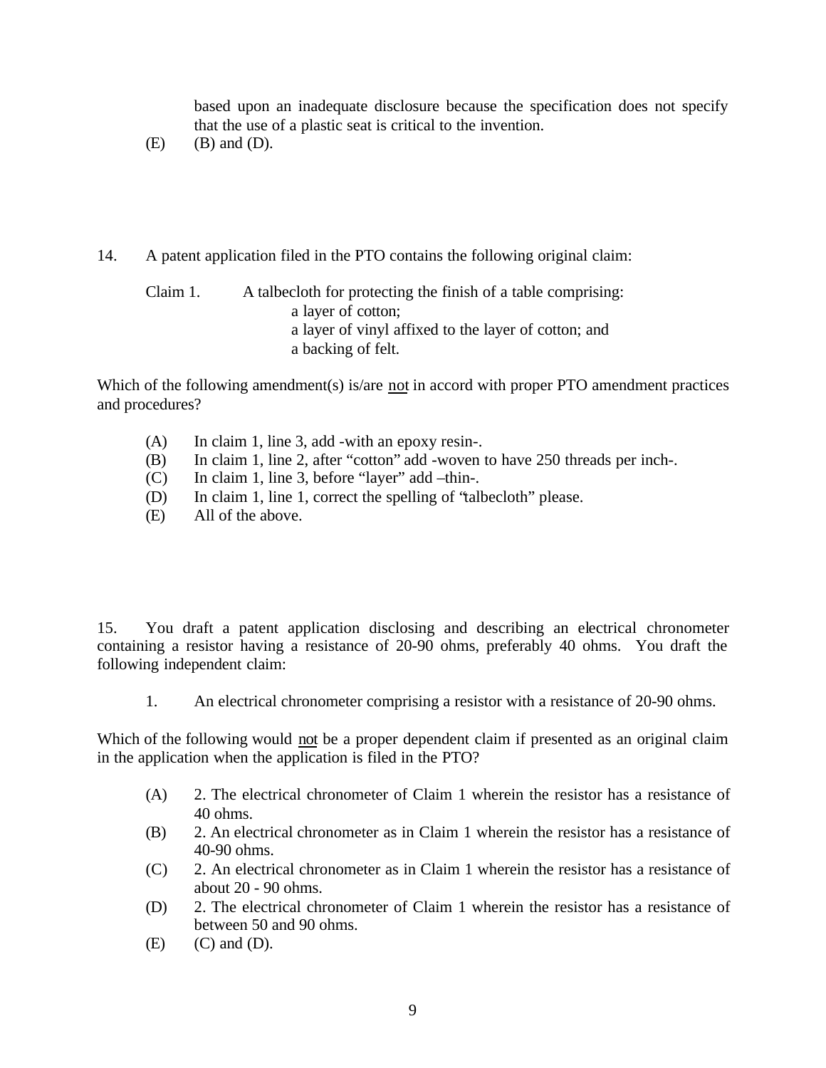based upon an inadequate disclosure because the specification does not specify that the use of a plastic seat is critical to the invention.

(E) (B) and (D).

14. A patent application filed in the PTO contains the following original claim:

Claim 1. A talbecloth for protecting the finish of a table comprising:
a layer of cotton;
a layer of vinyl affixed to the layer of cotton; and
a backing of felt.

Which of the following amendment(s) is/are not in accord with proper PTO amendment practices and procedures?

(A) In claim 1, line 3, add -with an epoxy resin-.
(B) In claim 1, line 2, after "cotton" add -woven to have 250 threads per inch-.
(C) In claim 1, line 3, before "layer" add –thin-.
(D) In claim 1, line 1, correct the spelling of "talbecloth" please.
(E) All of the above.

15. You draft a patent application disclosing and describing an electrical chronometer containing a resistor having a resistance of 20-90 ohms, preferably 40 ohms. You draft the following independent claim:

1. An electrical chronometer comprising a resistor with a resistance of 20-90 ohms.

Which of the following would not be a proper dependent claim if presented as an original claim in the application when the application is filed in the PTO?

(A) 2. The electrical chronometer of Claim 1 wherein the resistor has a resistance of 40 ohms.
(B) 2. An electrical chronometer as in Claim 1 wherein the resistor has a resistance of 40-90 ohms.
(C) 2. An electrical chronometer as in Claim 1 wherein the resistor has a resistance of about 20 - 90 ohms.
(D) 2. The electrical chronometer of Claim 1 wherein the resistor has a resistance of between 50 and 90 ohms.
(E) (C) and (D).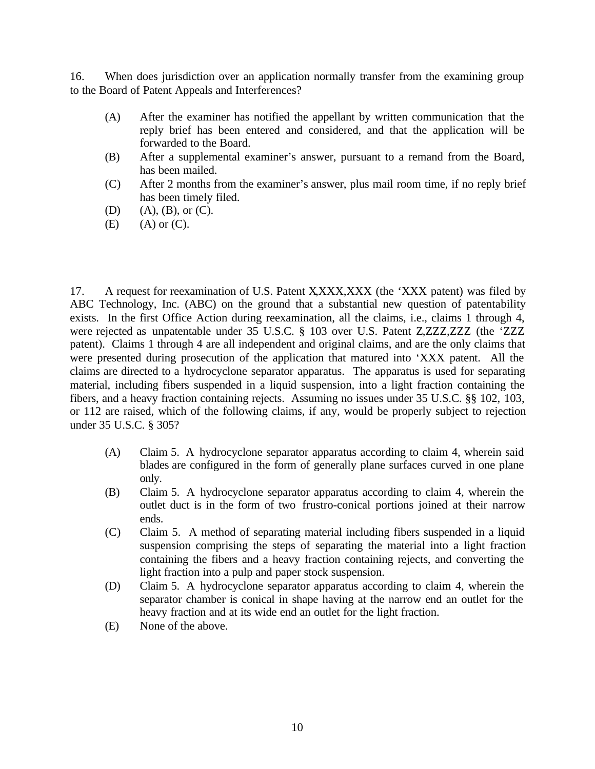16. When does jurisdiction over an application normally transfer from the examining group to the Board of Patent Appeals and Interferences?

(A) After the examiner has notified the appellant by written communication that the reply brief has been entered and considered, and that the application will be forwarded to the Board.

(B) After a supplemental examiner's answer, pursuant to a remand from the Board, has been mailed.

(C) After 2 months from the examiner's answer, plus mail room time, if no reply brief has been timely filed.

(D) (A), (B), or (C).

(E) (A) or (C).

17. A request for reexamination of U.S. Patent X,XXX,XXX (the 'XXX patent) was filed by ABC Technology, Inc. (ABC) on the ground that a substantial new question of patentability exists. In the first Office Action during reexamination, all the claims, i.e., claims 1 through 4, were rejected as unpatentable under 35 U.S.C. § 103 over U.S. Patent Z,ZZZ,ZZZ (the 'ZZZ patent). Claims 1 through 4 are all independent and original claims, and are the only claims that were presented during prosecution of the application that matured into 'XXX patent. All the claims are directed to a hydrocyclone separator apparatus. The apparatus is used for separating material, including fibers suspended in a liquid suspension, into a light fraction containing the fibers, and a heavy fraction containing rejects. Assuming no issues under 35 U.S.C. §§ 102, 103, or 112 are raised, which of the following claims, if any, would be properly subject to rejection under 35 U.S.C. § 305?

(A) Claim 5. A hydrocyclone separator apparatus according to claim 4, wherein said blades are configured in the form of generally plane surfaces curved in one plane only.

(B) Claim 5. A hydrocyclone separator apparatus according to claim 4, wherein the outlet duct is in the form of two frustro-conical portions joined at their narrow ends.

(C) Claim 5. A method of separating material including fibers suspended in a liquid suspension comprising the steps of separating the material into a light fraction containing the fibers and a heavy fraction containing rejects, and converting the light fraction into a pulp and paper stock suspension.

(D) Claim 5. A hydrocyclone separator apparatus according to claim 4, wherein the separator chamber is conical in shape having at the narrow end an outlet for the heavy fraction and at its wide end an outlet for the light fraction.

(E) None of the above.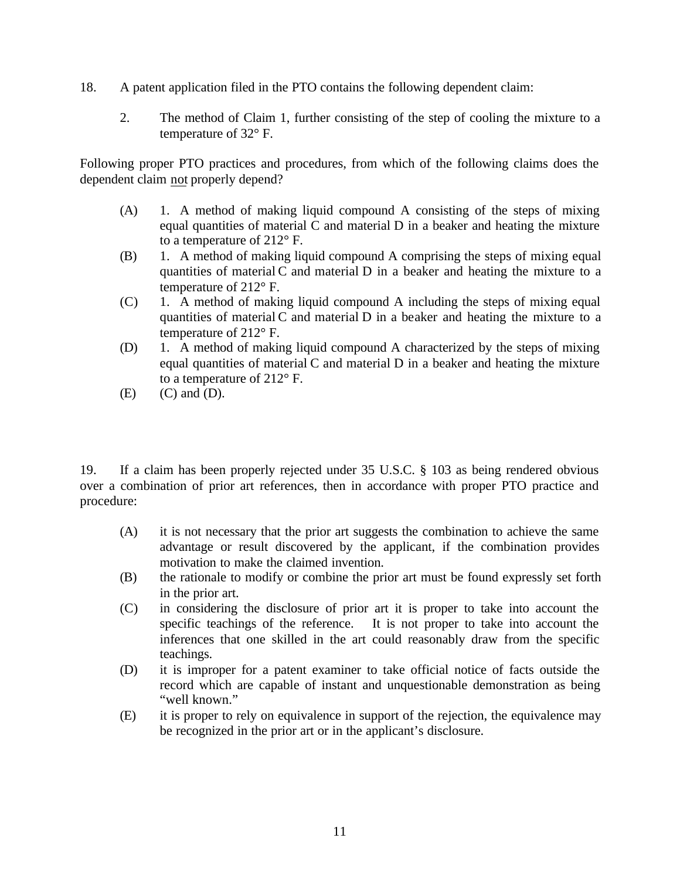18. A patent application filed in the PTO contains the following dependent claim:

> 2. The method of Claim 1, further consisting of the step of cooling the mixture to a temperature of 32° F.

Following proper PTO practices and procedures, from which of the following claims does the dependent claim <u>not</u> properly depend?

(A) 1. A method of making liquid compound A consisting of the steps of mixing equal quantities of material C and material D in a beaker and heating the mixture to a temperature of 212° F.

(B) 1. A method of making liquid compound A comprising the steps of mixing equal quantities of material C and material D in a beaker and heating the mixture to a temperature of 212° F.

(C) 1. A method of making liquid compound A including the steps of mixing equal quantities of material C and material D in a beaker and heating the mixture to a temperature of 212° F.

(D) 1. A method of making liquid compound A characterized by the steps of mixing equal quantities of material C and material D in a beaker and heating the mixture to a temperature of 212° F.

(E) (C) and (D).

19. If a claim has been properly rejected under 35 U.S.C. § 103 as being rendered obvious over a combination of prior art references, then in accordance with proper PTO practice and procedure:

(A) it is not necessary that the prior art suggests the combination to achieve the same advantage or result discovered by the applicant, if the combination provides motivation to make the claimed invention.

(B) the rationale to modify or combine the prior art must be found expressly set forth in the prior art.

(C) in considering the disclosure of prior art it is proper to take into account the specific teachings of the reference. It is not proper to take into account the inferences that one skilled in the art could reasonably draw from the specific teachings.

(D) it is improper for a patent examiner to take official notice of facts outside the record which are capable of instant and unquestionable demonstration as being "well known."

(E) it is proper to rely on equivalence in support of the rejection, the equivalence may be recognized in the prior art or in the applicant's disclosure.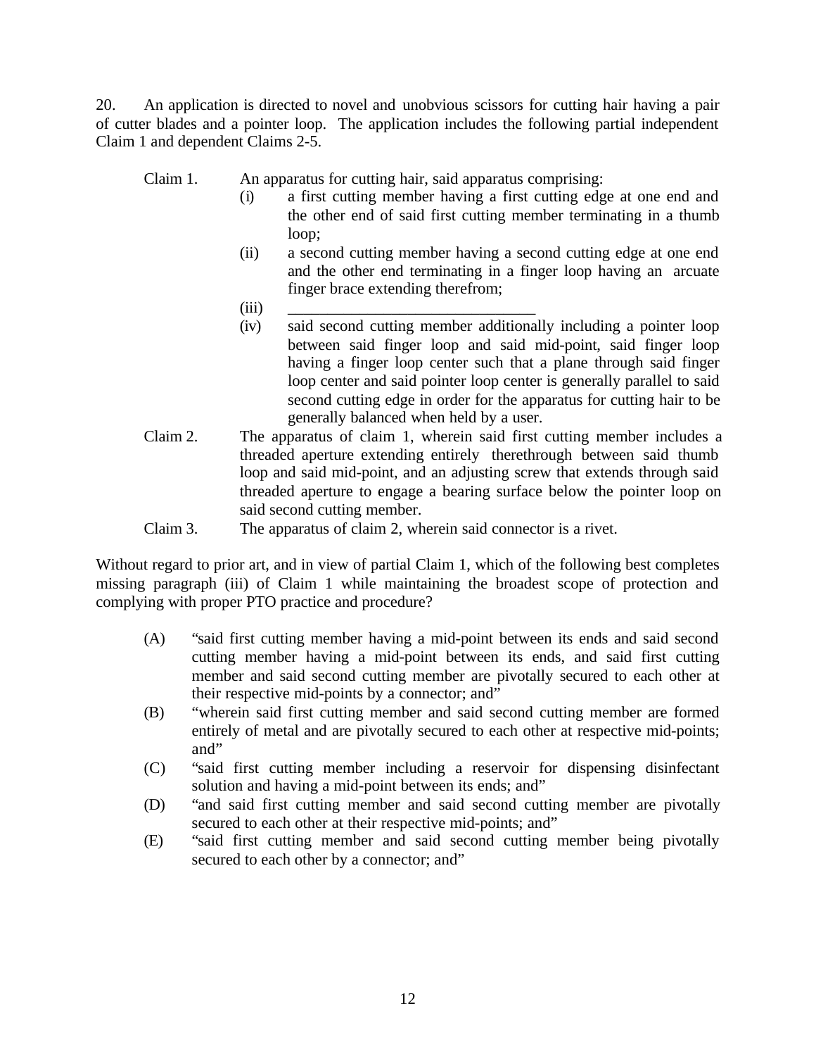20. An application is directed to novel and unobvious scissors for cutting hair having a pair of cutter blades and a pointer loop. The application includes the following partial independent Claim 1 and dependent Claims 2-5.

Claim 1. An apparatus for cutting hair, said apparatus comprising:

- (i) a first cutting member having a first cutting edge at one end and the other end of said first cutting member terminating in a thumb loop;
- (ii) a second cutting member having a second cutting edge at one end and the other end terminating in a finger loop having an arcuate finger brace extending therefrom;
- (iii) ______________________________
- (iv) said second cutting member additionally including a pointer loop between said finger loop and said mid-point, said finger loop having a finger loop center such that a plane through said finger loop center and said pointer loop center is generally parallel to said second cutting edge in order for the apparatus for cutting hair to be generally balanced when held by a user.

Claim 2. The apparatus of claim 1, wherein said first cutting member includes a threaded aperture extending entirely therethrough between said thumb loop and said mid-point, and an adjusting screw that extends through said threaded aperture to engage a bearing surface below the pointer loop on said second cutting member.

Claim 3. The apparatus of claim 2, wherein said connector is a rivet.

Without regard to prior art, and in view of partial Claim 1, which of the following best completes missing paragraph (iii) of Claim 1 while maintaining the broadest scope of protection and complying with proper PTO practice and procedure?

- (A) "said first cutting member having a mid-point between its ends and said second cutting member having a mid-point between its ends, and said first cutting member and said second cutting member are pivotally secured to each other at their respective mid-points by a connector; and"
- (B) "wherein said first cutting member and said second cutting member are formed entirely of metal and are pivotally secured to each other at respective mid-points; and"
- (C) "said first cutting member including a reservoir for dispensing disinfectant solution and having a mid-point between its ends; and"
- (D) "and said first cutting member and said second cutting member are pivotally secured to each other at their respective mid-points; and"
- (E) "said first cutting member and said second cutting member being pivotally secured to each other by a connector; and"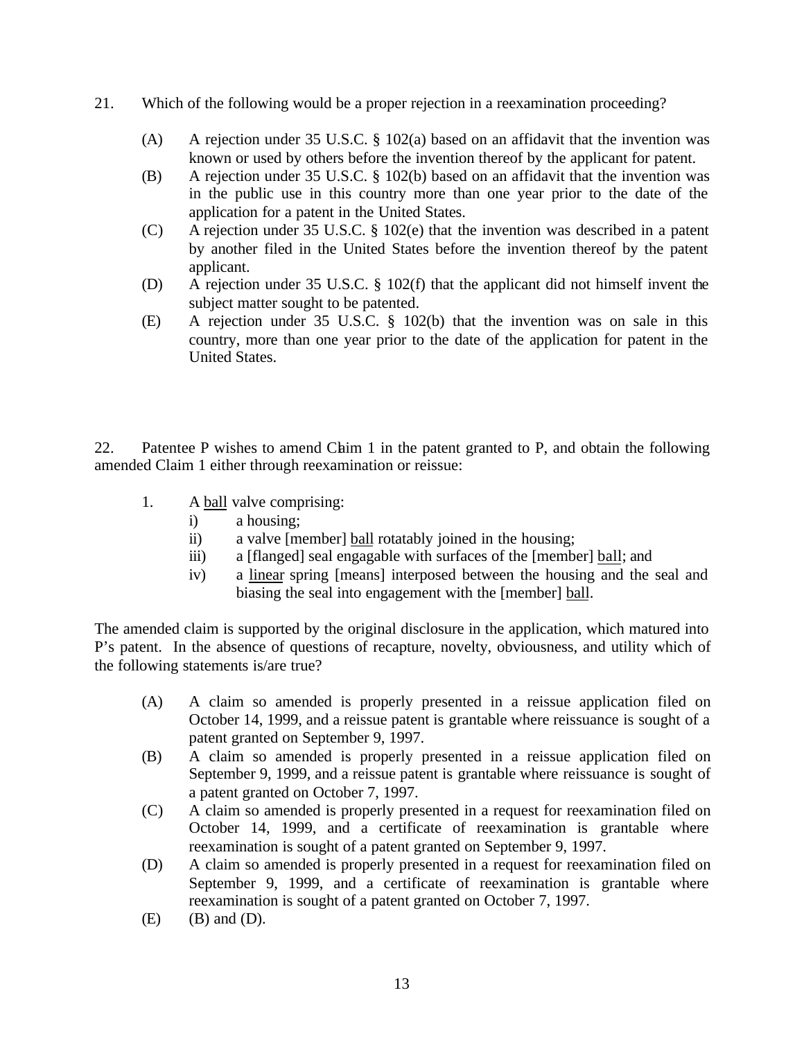21. Which of the following would be a proper rejection in a reexamination proceeding?

(A) A rejection under 35 U.S.C. § 102(a) based on an affidavit that the invention was known or used by others before the invention thereof by the applicant for patent.
(B) A rejection under 35 U.S.C. § 102(b) based on an affidavit that the invention was in the public use in this country more than one year prior to the date of the application for a patent in the United States.
(C) A rejection under 35 U.S.C. § 102(e) that the invention was described in a patent by another filed in the United States before the invention thereof by the patent applicant.
(D) A rejection under 35 U.S.C. § 102(f) that the applicant did not himself invent the subject matter sought to be patented.
(E) A rejection under 35 U.S.C. § 102(b) that the invention was on sale in this country, more than one year prior to the date of the application for patent in the United States.

22. Patentee P wishes to amend Claim 1 in the patent granted to P, and obtain the following amended Claim 1 either through reexamination or reissue:

1. A <u>ball</u> valve comprising:
   i) a housing;
   ii) a valve [member] <u>ball</u> rotatably joined in the housing;
   iii) a [flanged] seal engagable with surfaces of the [member] <u>ball</u>; and
   iv) a <u>linear</u> spring [means] interposed between the housing and the seal and biasing the seal into engagement with the [member] <u>ball</u>.

The amended claim is supported by the original disclosure in the application, which matured into P's patent. In the absence of questions of recapture, novelty, obviousness, and utility which of the following statements is/are true?

(A) A claim so amended is properly presented in a reissue application filed on October 14, 1999, and a reissue patent is grantable where reissuance is sought of a patent granted on September 9, 1997.
(B) A claim so amended is properly presented in a reissue application filed on September 9, 1999, and a reissue patent is grantable where reissuance is sought of a patent granted on October 7, 1997.
(C) A claim so amended is properly presented in a request for reexamination filed on October 14, 1999, and a certificate of reexamination is grantable where reexamination is sought of a patent granted on September 9, 1997.
(D) A claim so amended is properly presented in a request for reexamination filed on September 9, 1999, and a certificate of reexamination is grantable where reexamination is sought of a patent granted on October 7, 1997.
(E) (B) and (D).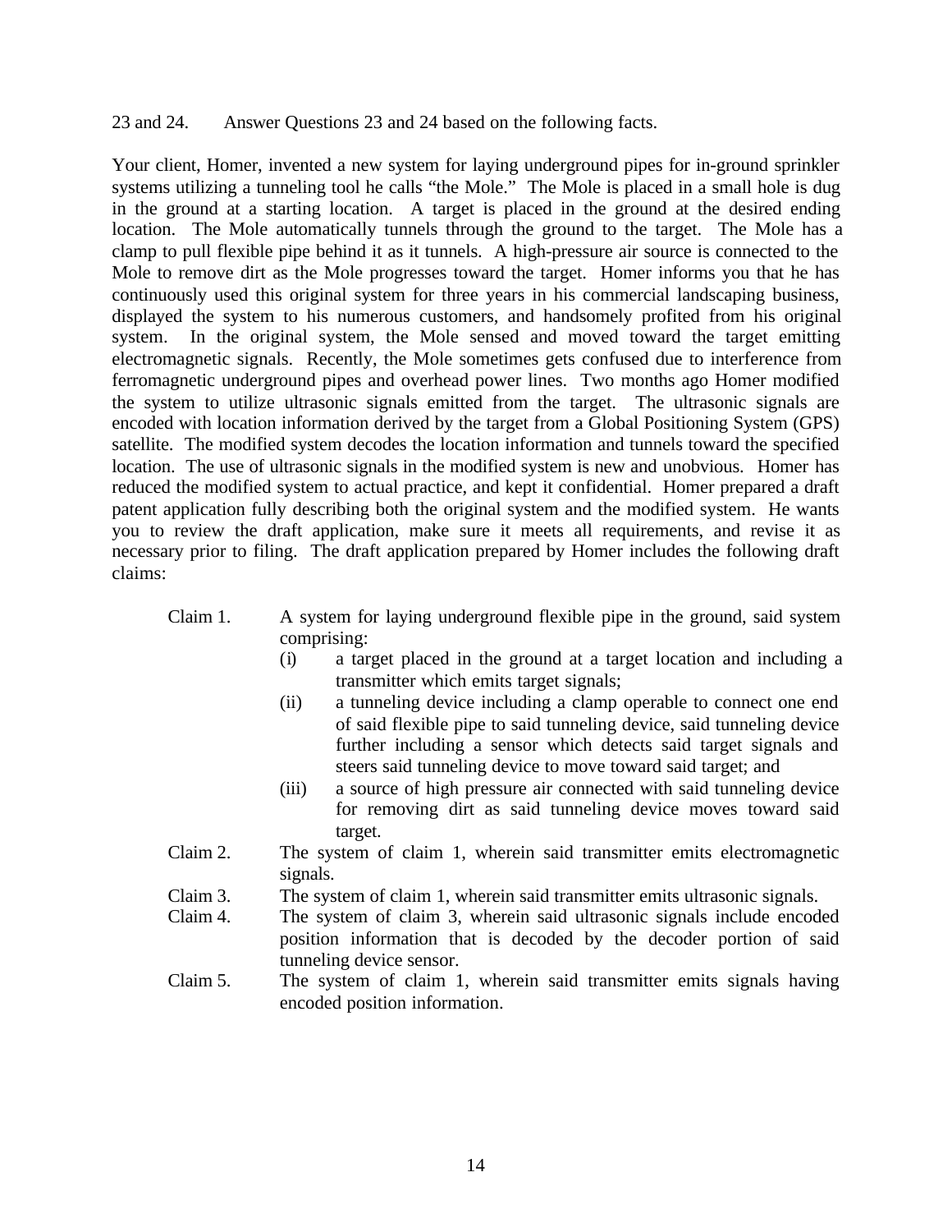23 and 24. Answer Questions 23 and 24 based on the following facts.

Your client, Homer, invented a new system for laying underground pipes for in-ground sprinkler systems utilizing a tunneling tool he calls "the Mole." The Mole is placed in a small hole is dug in the ground at a starting location. A target is placed in the ground at the desired ending location. The Mole automatically tunnels through the ground to the target. The Mole has a clamp to pull flexible pipe behind it as it tunnels. A high-pressure air source is connected to the Mole to remove dirt as the Mole progresses toward the target. Homer informs you that he has continuously used this original system for three years in his commercial landscaping business, displayed the system to his numerous customers, and handsomely profited from his original system. In the original system, the Mole sensed and moved toward the target emitting electromagnetic signals. Recently, the Mole sometimes gets confused due to interference from ferromagnetic underground pipes and overhead power lines. Two months ago Homer modified the system to utilize ultrasonic signals emitted from the target. The ultrasonic signals are encoded with location information derived by the target from a Global Positioning System (GPS) satellite. The modified system decodes the location information and tunnels toward the specified location. The use of ultrasonic signals in the modified system is new and unobvious. Homer has reduced the modified system to actual practice, and kept it confidential. Homer prepared a draft patent application fully describing both the original system and the modified system. He wants you to review the draft application, make sure it meets all requirements, and revise it as necessary prior to filing. The draft application prepared by Homer includes the following draft claims:

Claim 1. A system for laying underground flexible pipe in the ground, said system comprising:

- (i) a target placed in the ground at a target location and including a transmitter which emits target signals;
- (ii) a tunneling device including a clamp operable to connect one end of said flexible pipe to said tunneling device, said tunneling device further including a sensor which detects said target signals and steers said tunneling device to move toward said target; and
- (iii) a source of high pressure air connected with said tunneling device for removing dirt as said tunneling device moves toward said target.

Claim 2. The system of claim 1, wherein said transmitter emits electromagnetic signals.

Claim 3. The system of claim 1, wherein said transmitter emits ultrasonic signals.

Claim 4. The system of claim 3, wherein said ultrasonic signals include encoded position information that is decoded by the decoder portion of said tunneling device sensor.

Claim 5. The system of claim 1, wherein said transmitter emits signals having encoded position information.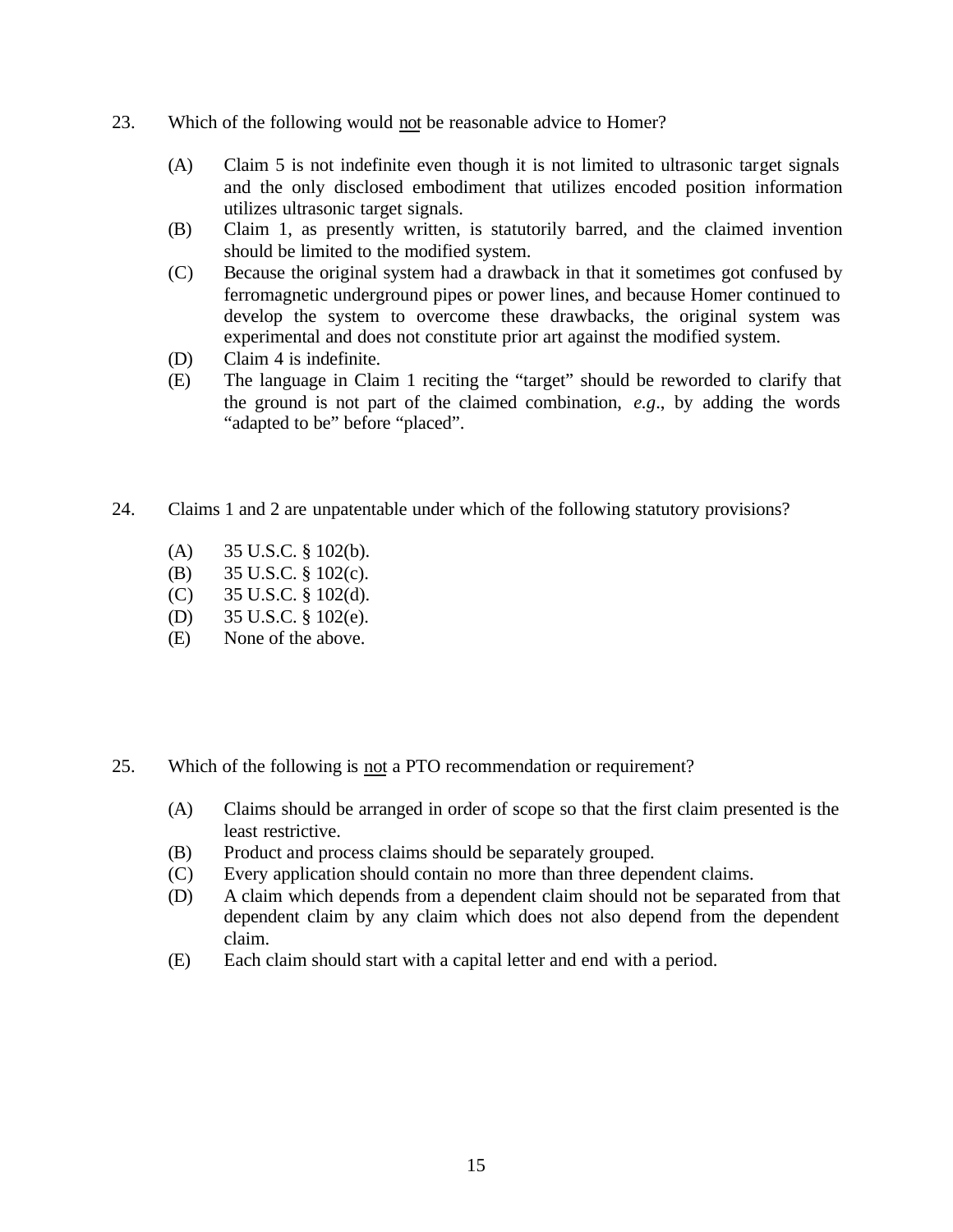23. Which of the following would not be reasonable advice to Homer?

(A) Claim 5 is not indefinite even though it is not limited to ultrasonic target signals and the only disclosed embodiment that utilizes encoded position information utilizes ultrasonic target signals.
(B) Claim 1, as presently written, is statutorily barred, and the claimed invention should be limited to the modified system.
(C) Because the original system had a drawback in that it sometimes got confused by ferromagnetic underground pipes or power lines, and because Homer continued to develop the system to overcome these drawbacks, the original system was experimental and does not constitute prior art against the modified system.
(D) Claim 4 is indefinite.
(E) The language in Claim 1 reciting the "target" should be reworded to clarify that the ground is not part of the claimed combination, *e.g*., by adding the words "adapted to be" before "placed".

24. Claims 1 and 2 are unpatentable under which of the following statutory provisions?

(A) 35 U.S.C. § 102(b).
(B) 35 U.S.C. § 102(c).
(C) 35 U.S.C. § 102(d).
(D) 35 U.S.C. § 102(e).
(E) None of the above.

25. Which of the following is not a PTO recommendation or requirement?

(A) Claims should be arranged in order of scope so that the first claim presented is the least restrictive.
(B) Product and process claims should be separately grouped.
(C) Every application should contain no more than three dependent claims.
(D) A claim which depends from a dependent claim should not be separated from that dependent claim by any claim which does not also depend from the dependent claim.
(E) Each claim should start with a capital letter and end with a period.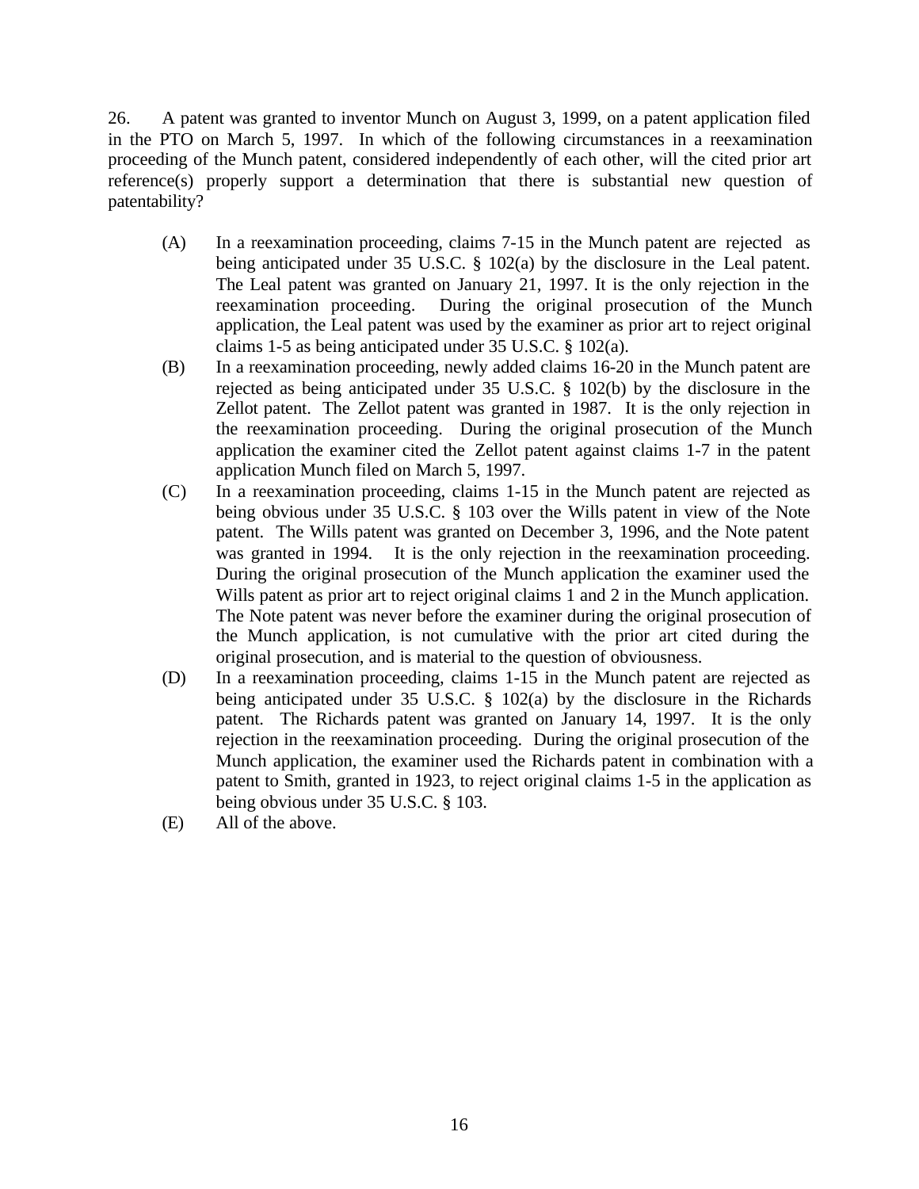26. A patent was granted to inventor Munch on August 3, 1999, on a patent application filed in the PTO on March 5, 1997. In which of the following circumstances in a reexamination proceeding of the Munch patent, considered independently of each other, will the cited prior art reference(s) properly support a determination that there is substantial new question of patentability?

(A) In a reexamination proceeding, claims 7-15 in the Munch patent are rejected as being anticipated under 35 U.S.C. § 102(a) by the disclosure in the Leal patent. The Leal patent was granted on January 21, 1997. It is the only rejection in the reexamination proceeding. During the original prosecution of the Munch application, the Leal patent was used by the examiner as prior art to reject original claims 1-5 as being anticipated under 35 U.S.C. § 102(a).

(B) In a reexamination proceeding, newly added claims 16-20 in the Munch patent are rejected as being anticipated under 35 U.S.C. § 102(b) by the disclosure in the Zellot patent. The Zellot patent was granted in 1987. It is the only rejection in the reexamination proceeding. During the original prosecution of the Munch application the examiner cited the Zellot patent against claims 1-7 in the patent application Munch filed on March 5, 1997.

(C) In a reexamination proceeding, claims 1-15 in the Munch patent are rejected as being obvious under 35 U.S.C. § 103 over the Wills patent in view of the Note patent. The Wills patent was granted on December 3, 1996, and the Note patent was granted in 1994. It is the only rejection in the reexamination proceeding. During the original prosecution of the Munch application the examiner used the Wills patent as prior art to reject original claims 1 and 2 in the Munch application. The Note patent was never before the examiner during the original prosecution of the Munch application, is not cumulative with the prior art cited during the original prosecution, and is material to the question of obviousness.

(D) In a reexamination proceeding, claims 1-15 in the Munch patent are rejected as being anticipated under 35 U.S.C. § 102(a) by the disclosure in the Richards patent. The Richards patent was granted on January 14, 1997. It is the only rejection in the reexamination proceeding. During the original prosecution of the Munch application, the examiner used the Richards patent in combination with a patent to Smith, granted in 1923, to reject original claims 1-5 in the application as being obvious under 35 U.S.C. § 103.

(E) All of the above.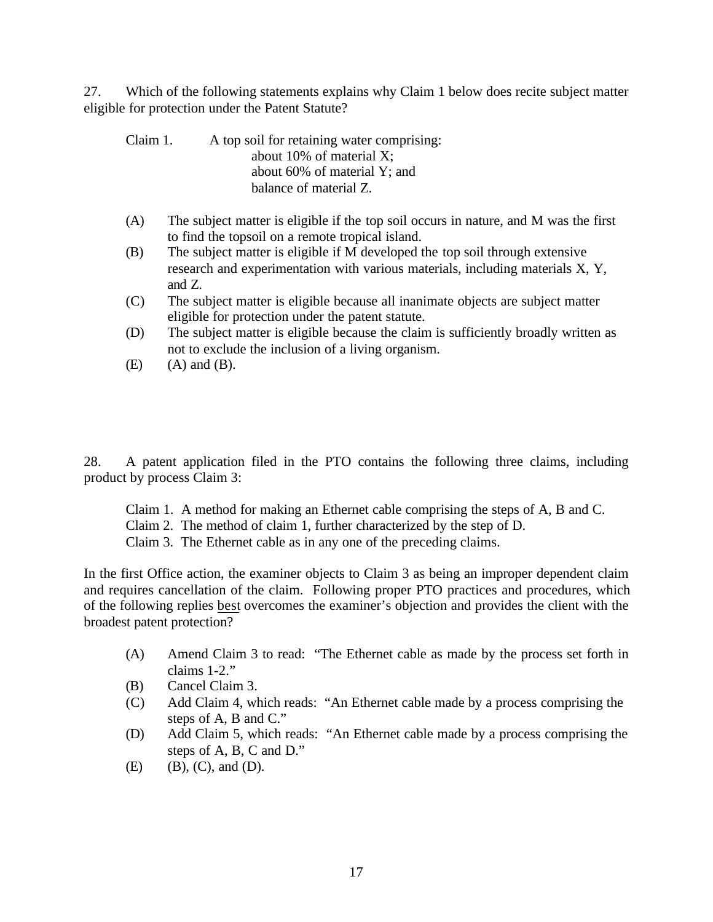27. Which of the following statements explains why Claim 1 below does recite subject matter eligible for protection under the Patent Statute?

Claim 1. A top soil for retaining water comprising:
about 10% of material X;
about 60% of material Y; and
balance of material Z.

(A) The subject matter is eligible if the top soil occurs in nature, and M was the first to find the topsoil on a remote tropical island.
(B) The subject matter is eligible if M developed the top soil through extensive research and experimentation with various materials, including materials X, Y, and Z.
(C) The subject matter is eligible because all inanimate objects are subject matter eligible for protection under the patent statute.
(D) The subject matter is eligible because the claim is sufficiently broadly written as not to exclude the inclusion of a living organism.
(E) (A) and (B).

28. A patent application filed in the PTO contains the following three claims, including product by process Claim 3:

Claim 1. A method for making an Ethernet cable comprising the steps of A, B and C.
Claim 2. The method of claim 1, further characterized by the step of D.
Claim 3. The Ethernet cable as in any one of the preceding claims.

In the first Office action, the examiner objects to Claim 3 as being an improper dependent claim and requires cancellation of the claim. Following proper PTO practices and procedures, which of the following replies best overcomes the examiner's objection and provides the client with the broadest patent protection?

(A) Amend Claim 3 to read: "The Ethernet cable as made by the process set forth in claims 1-2."
(B) Cancel Claim 3.
(C) Add Claim 4, which reads: "An Ethernet cable made by a process comprising the steps of A, B and C."
(D) Add Claim 5, which reads: "An Ethernet cable made by a process comprising the steps of A, B, C and D."
(E) (B), (C), and (D).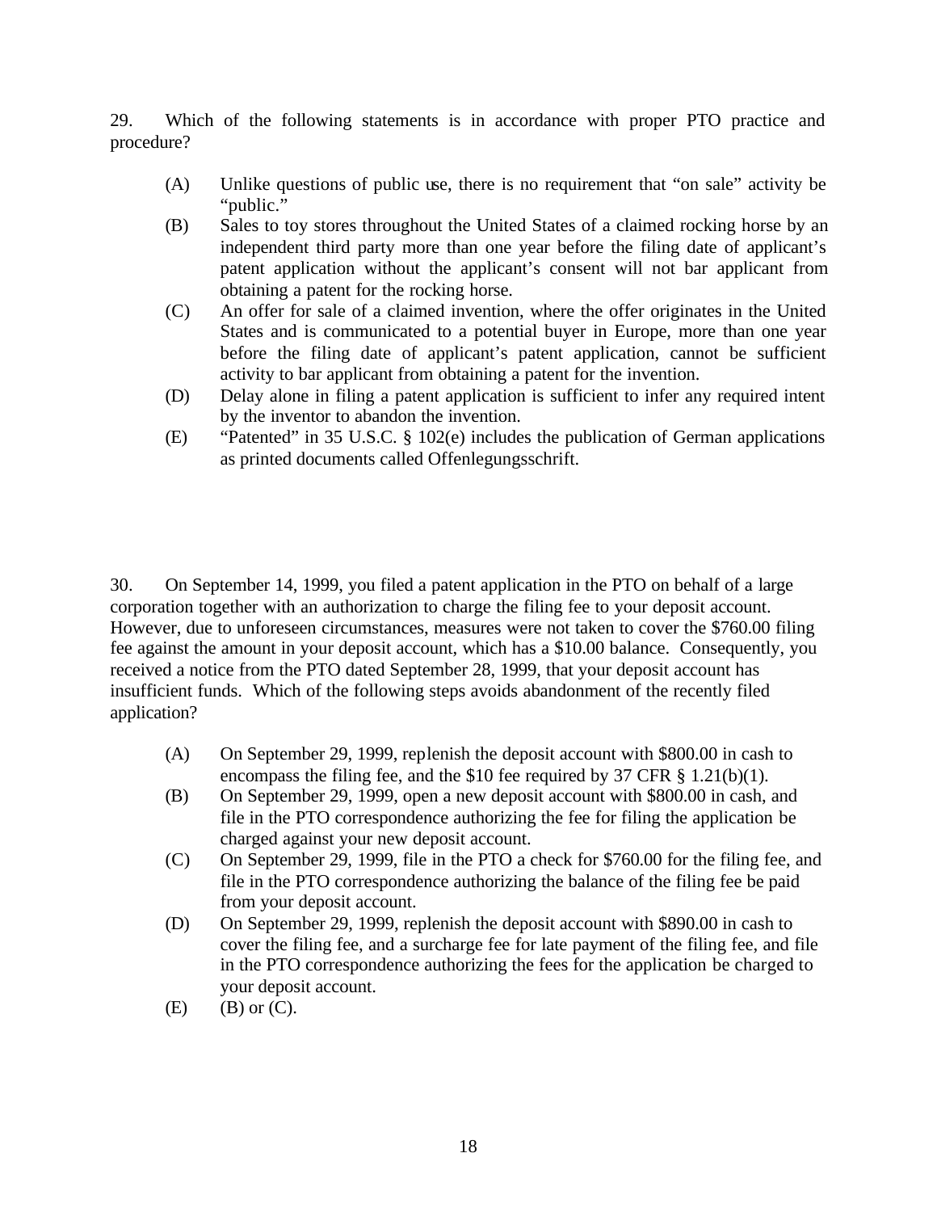29. Which of the following statements is in accordance with proper PTO practice and procedure?

(A) Unlike questions of public use, there is no requirement that "on sale" activity be "public."

(B) Sales to toy stores throughout the United States of a claimed rocking horse by an independent third party more than one year before the filing date of applicant's patent application without the applicant's consent will not bar applicant from obtaining a patent for the rocking horse.

(C) An offer for sale of a claimed invention, where the offer originates in the United States and is communicated to a potential buyer in Europe, more than one year before the filing date of applicant's patent application, cannot be sufficient activity to bar applicant from obtaining a patent for the invention.

(D) Delay alone in filing a patent application is sufficient to infer any required intent by the inventor to abandon the invention.

(E) "Patented" in 35 U.S.C. § 102(e) includes the publication of German applications as printed documents called Offenlegungsschrift.

30. On September 14, 1999, you filed a patent application in the PTO on behalf of a large corporation together with an authorization to charge the filing fee to your deposit account. However, due to unforeseen circumstances, measures were not taken to cover the $760.00 filing fee against the amount in your deposit account, which has a $10.00 balance. Consequently, you received a notice from the PTO dated September 28, 1999, that your deposit account has insufficient funds. Which of the following steps avoids abandonment of the recently filed application?

(A) On September 29, 1999, replenish the deposit account with $800.00 in cash to encompass the filing fee, and the $10 fee required by 37 CFR § 1.21(b)(1).

(B) On September 29, 1999, open a new deposit account with $800.00 in cash, and file in the PTO correspondence authorizing the fee for filing the application be charged against your new deposit account.

(C) On September 29, 1999, file in the PTO a check for $760.00 for the filing fee, and file in the PTO correspondence authorizing the balance of the filing fee be paid from your deposit account.

(D) On September 29, 1999, replenish the deposit account with $890.00 in cash to cover the filing fee, and a surcharge fee for late payment of the filing fee, and file in the PTO correspondence authorizing the fees for the application be charged to your deposit account.

(E) (B) or (C).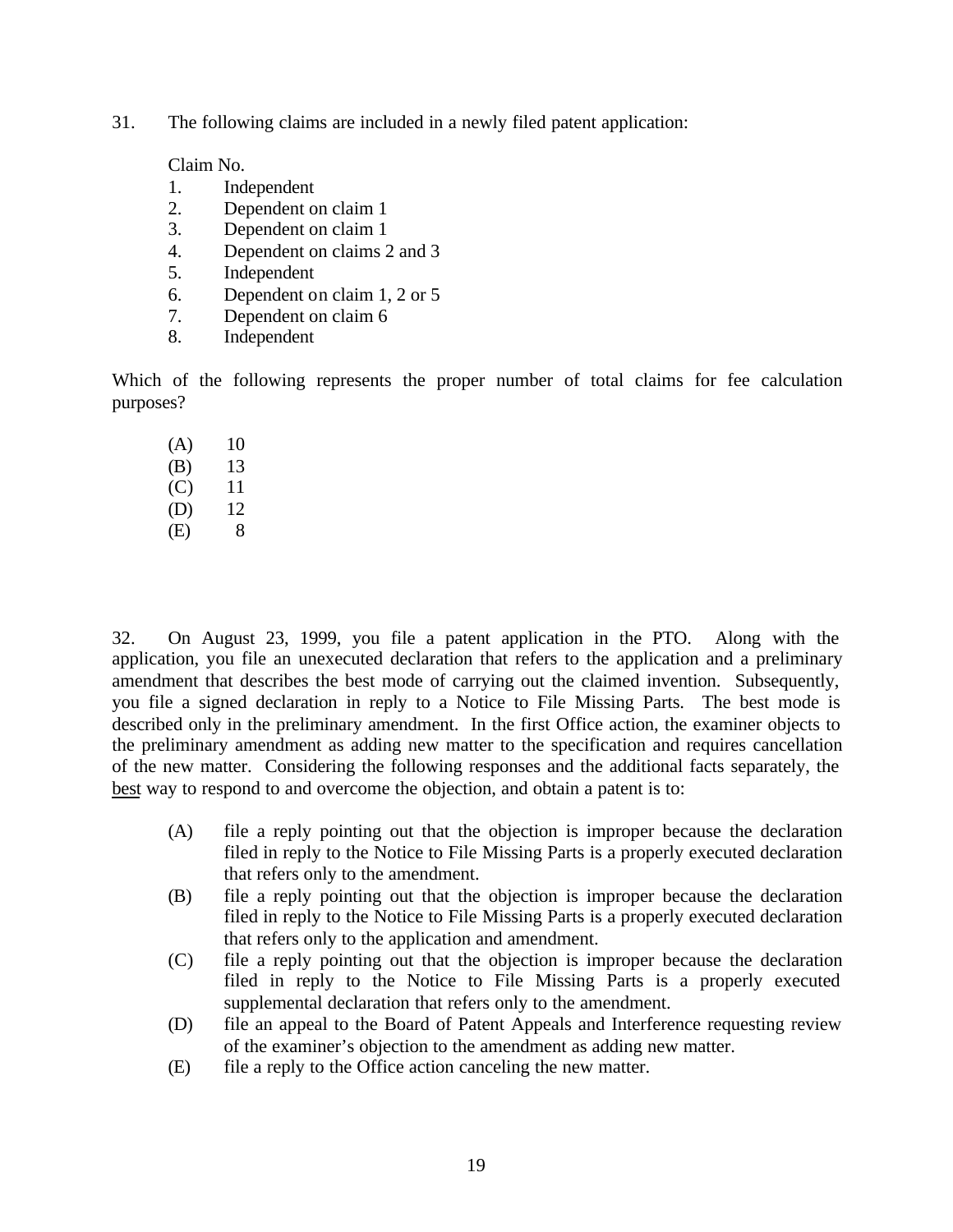31. The following claims are included in a newly filed patent application:

Claim No.

1. Independent
2. Dependent on claim 1
3. Dependent on claim 1
4. Dependent on claims 2 and 3
5. Independent
6. Dependent on claim 1, 2 or 5
7. Dependent on claim 6
8. Independent

Which of the following represents the proper number of total claims for fee calculation purposes?

(A) 10
(B) 13
(C) 11
(D) 12
(E) 8

32. On August 23, 1999, you file a patent application in the PTO. Along with the application, you file an unexecuted declaration that refers to the application and a preliminary amendment that describes the best mode of carrying out the claimed invention. Subsequently, you file a signed declaration in reply to a Notice to File Missing Parts. The best mode is described only in the preliminary amendment. In the first Office action, the examiner objects to the preliminary amendment as adding new matter to the specification and requires cancellation of the new matter. Considering the following responses and the additional facts separately, the best way to respond to and overcome the objection, and obtain a patent is to:

(A) file a reply pointing out that the objection is improper because the declaration filed in reply to the Notice to File Missing Parts is a properly executed declaration that refers only to the amendment.
(B) file a reply pointing out that the objection is improper because the declaration filed in reply to the Notice to File Missing Parts is a properly executed declaration that refers only to the application and amendment.
(C) file a reply pointing out that the objection is improper because the declaration filed in reply to the Notice to File Missing Parts is a properly executed supplemental declaration that refers only to the amendment.
(D) file an appeal to the Board of Patent Appeals and Interference requesting review of the examiner's objection to the amendment as adding new matter.
(E) file a reply to the Office action canceling the new matter.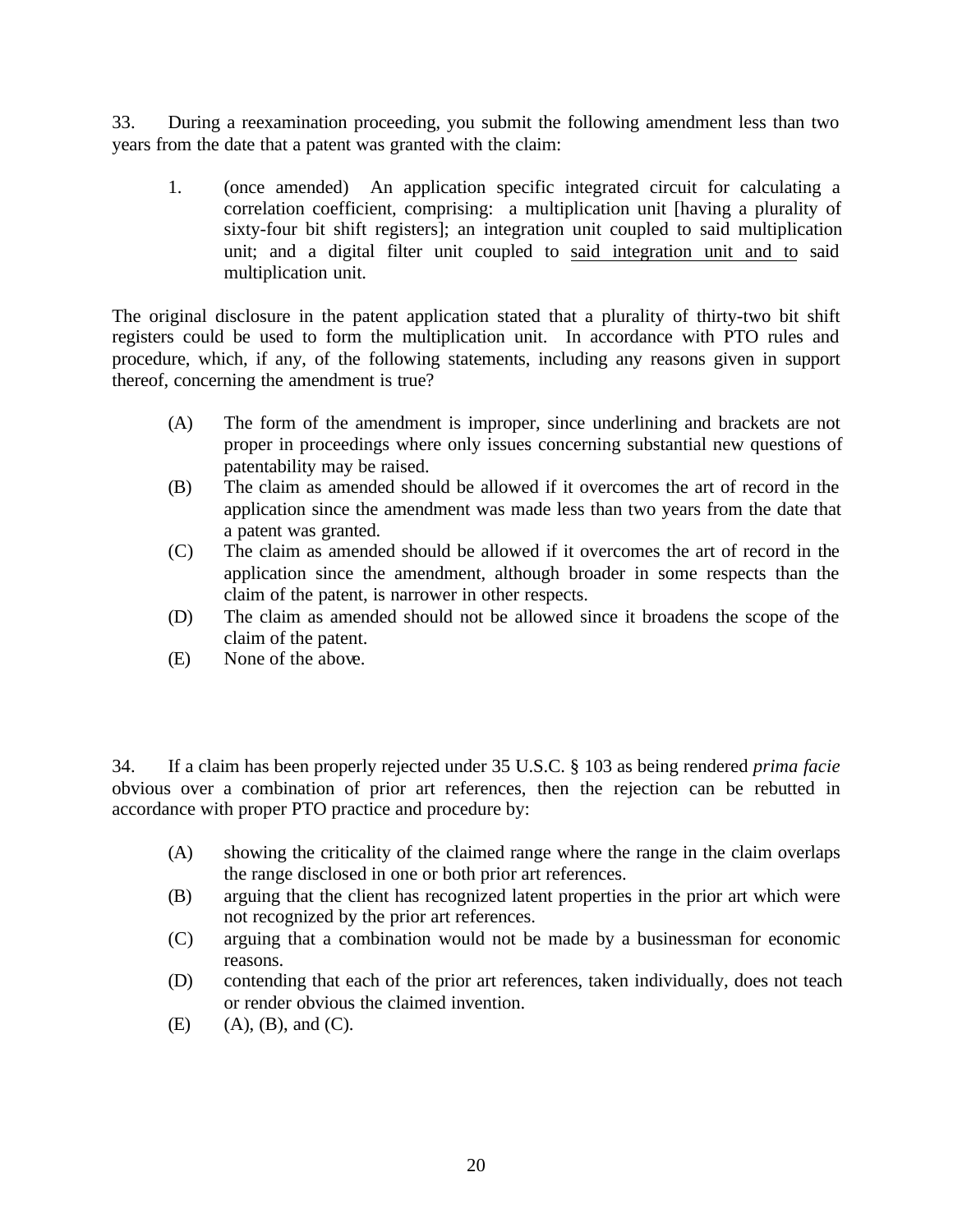33. During a reexamination proceeding, you submit the following amendment less than two years from the date that a patent was granted with the claim:

> 1. (once amended) An application specific integrated circuit for calculating a correlation coefficient, comprising: a multiplication unit [having a plurality of sixty-four bit shift registers]; an integration unit coupled to said multiplication unit; and a digital filter unit coupled to <u>said integration unit and to</u> said multiplication unit.

The original disclosure in the patent application stated that a plurality of thirty-two bit shift registers could be used to form the multiplication unit. In accordance with PTO rules and procedure, which, if any, of the following statements, including any reasons given in support thereof, concerning the amendment is true?

- (A) The form of the amendment is improper, since underlining and brackets are not proper in proceedings where only issues concerning substantial new questions of patentability may be raised.
- (B) The claim as amended should be allowed if it overcomes the art of record in the application since the amendment was made less than two years from the date that a patent was granted.
- (C) The claim as amended should be allowed if it overcomes the art of record in the application since the amendment, although broader in some respects than the claim of the patent, is narrower in other respects.
- (D) The claim as amended should not be allowed since it broadens the scope of the claim of the patent.
- (E) None of the above.

34. If a claim has been properly rejected under 35 U.S.C. § 103 as being rendered *prima facie* obvious over a combination of prior art references, then the rejection can be rebutted in accordance with proper PTO practice and procedure by:

- (A) showing the criticality of the claimed range where the range in the claim overlaps the range disclosed in one or both prior art references.
- (B) arguing that the client has recognized latent properties in the prior art which were not recognized by the prior art references.
- (C) arguing that a combination would not be made by a businessman for economic reasons.
- (D) contending that each of the prior art references, taken individually, does not teach or render obvious the claimed invention.
- (E) (A), (B), and (C).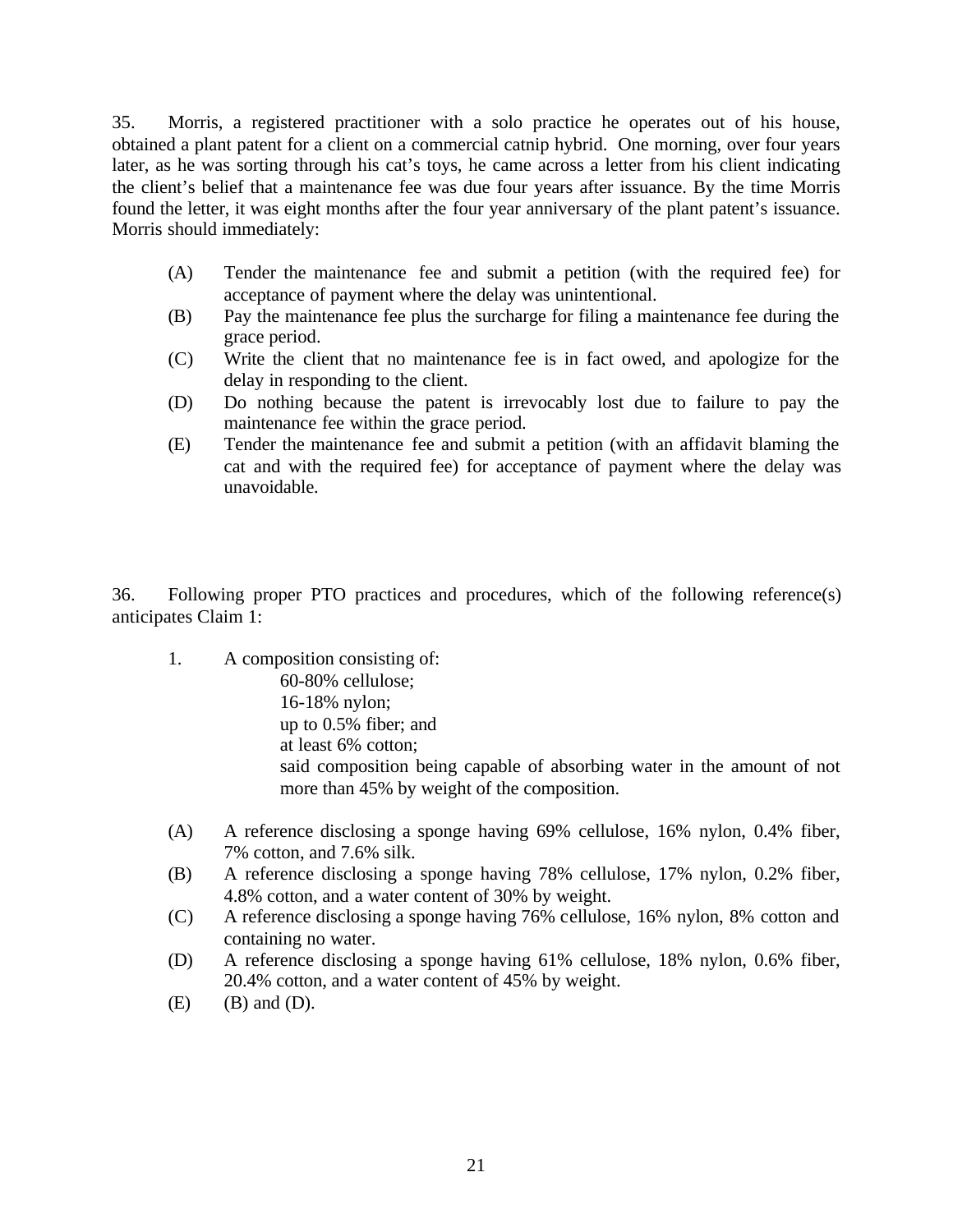35. Morris, a registered practitioner with a solo practice he operates out of his house, obtained a plant patent for a client on a commercial catnip hybrid. One morning, over four years later, as he was sorting through his cat's toys, he came across a letter from his client indicating the client's belief that a maintenance fee was due four years after issuance. By the time Morris found the letter, it was eight months after the four year anniversary of the plant patent's issuance. Morris should immediately:

- (A) Tender the maintenance fee and submit a petition (with the required fee) for acceptance of payment where the delay was unintentional.
- (B) Pay the maintenance fee plus the surcharge for filing a maintenance fee during the grace period.
- (C) Write the client that no maintenance fee is in fact owed, and apologize for the delay in responding to the client.
- (D) Do nothing because the patent is irrevocably lost due to failure to pay the maintenance fee within the grace period.
- (E) Tender the maintenance fee and submit a petition (with an affidavit blaming the cat and with the required fee) for acceptance of payment where the delay was unavoidable.

36. Following proper PTO practices and procedures, which of the following reference(s) anticipates Claim 1:

1. A composition consisting of:
   60-80% cellulose;
   16-18% nylon;
   up to 0.5% fiber; and
   at least 6% cotton;
   said composition being capable of absorbing water in the amount of not more than 45% by weight of the composition.

- (A) A reference disclosing a sponge having 69% cellulose, 16% nylon, 0.4% fiber, 7% cotton, and 7.6% silk.
- (B) A reference disclosing a sponge having 78% cellulose, 17% nylon, 0.2% fiber, 4.8% cotton, and a water content of 30% by weight.
- (C) A reference disclosing a sponge having 76% cellulose, 16% nylon, 8% cotton and containing no water.
- (D) A reference disclosing a sponge having 61% cellulose, 18% nylon, 0.6% fiber, 20.4% cotton, and a water content of 45% by weight.
- (E) (B) and (D).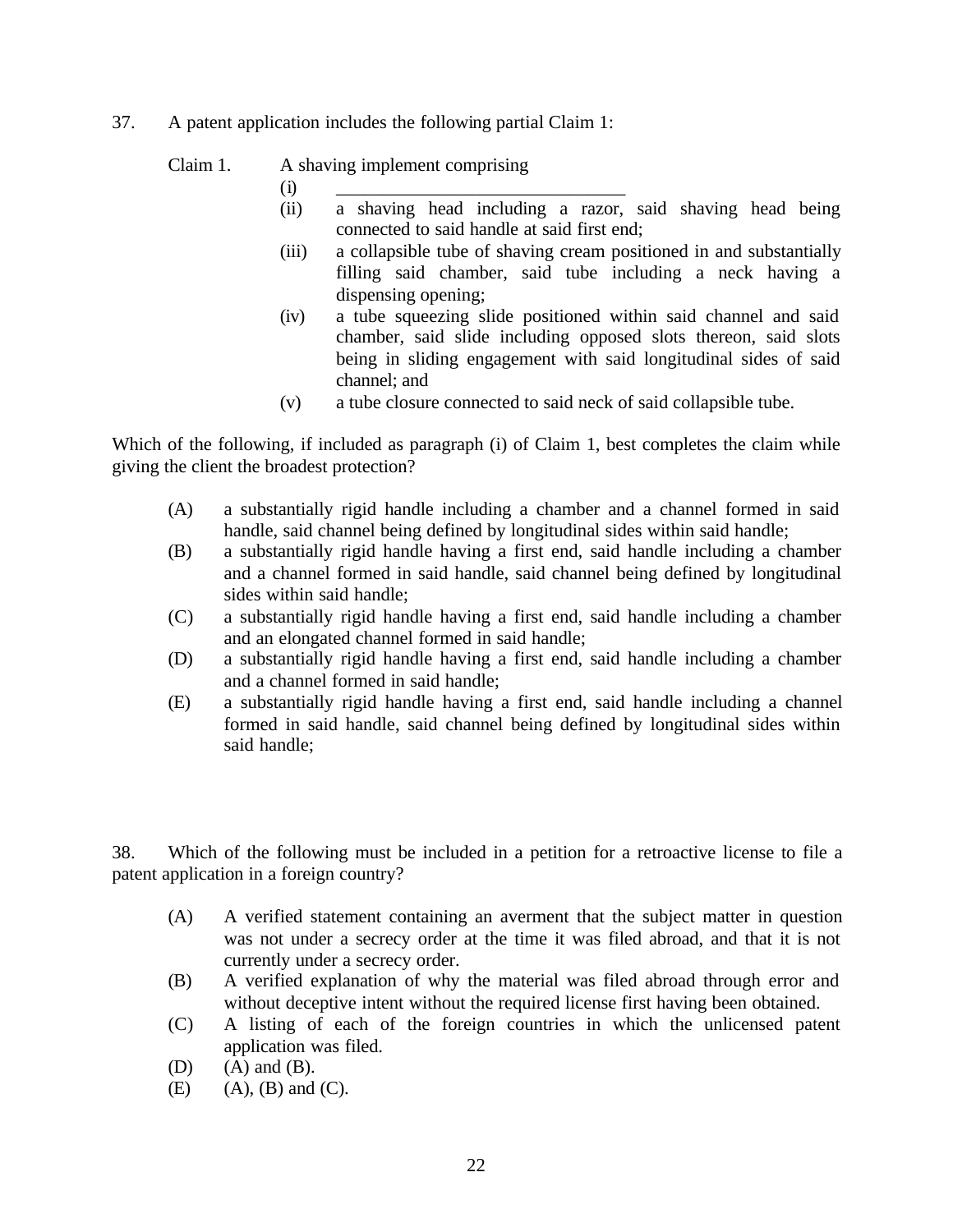37. A patent application includes the following partial Claim 1:

Claim 1. A shaving implement comprising

(i) ______________________________

(ii) a shaving head including a razor, said shaving head being connected to said handle at said first end;

(iii) a collapsible tube of shaving cream positioned in and substantially filling said chamber, said tube including a neck having a dispensing opening;

(iv) a tube squeezing slide positioned within said channel and said chamber, said slide including opposed slots thereon, said slots being in sliding engagement with said longitudinal sides of said channel; and

(v) a tube closure connected to said neck of said collapsible tube.

Which of the following, if included as paragraph (i) of Claim 1, best completes the claim while giving the client the broadest protection?

(A) a substantially rigid handle including a chamber and a channel formed in said handle, said channel being defined by longitudinal sides within said handle;

(B) a substantially rigid handle having a first end, said handle including a chamber and a channel formed in said handle, said channel being defined by longitudinal sides within said handle;

(C) a substantially rigid handle having a first end, said handle including a chamber and an elongated channel formed in said handle;

(D) a substantially rigid handle having a first end, said handle including a chamber and a channel formed in said handle;

(E) a substantially rigid handle having a first end, said handle including a channel formed in said handle, said channel being defined by longitudinal sides within said handle;

38. Which of the following must be included in a petition for a retroactive license to file a patent application in a foreign country?

(A) A verified statement containing an averment that the subject matter in question was not under a secrecy order at the time it was filed abroad, and that it is not currently under a secrecy order.

(B) A verified explanation of why the material was filed abroad through error and without deceptive intent without the required license first having been obtained.

(C) A listing of each of the foreign countries in which the unlicensed patent application was filed.

(D) (A) and (B).

(E) (A), (B) and (C).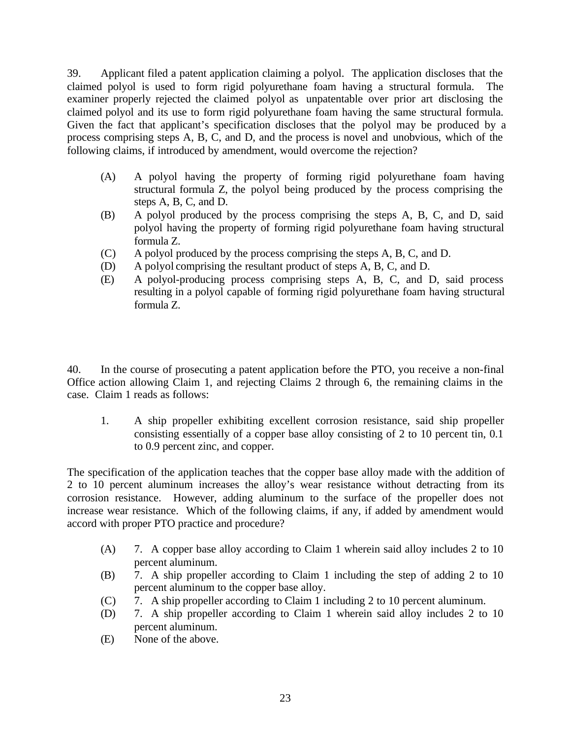39. Applicant filed a patent application claiming a polyol. The application discloses that the claimed polyol is used to form rigid polyurethane foam having a structural formula. The examiner properly rejected the claimed polyol as unpatentable over prior art disclosing the claimed polyol and its use to form rigid polyurethane foam having the same structural formula. Given the fact that applicant's specification discloses that the polyol may be produced by a process comprising steps A, B, C, and D, and the process is novel and unobvious, which of the following claims, if introduced by amendment, would overcome the rejection?

(A) A polyol having the property of forming rigid polyurethane foam having structural formula Z, the polyol being produced by the process comprising the steps A, B, C, and D.
(B) A polyol produced by the process comprising the steps A, B, C, and D, said polyol having the property of forming rigid polyurethane foam having structural formula Z.
(C) A polyol produced by the process comprising the steps A, B, C, and D.
(D) A polyol comprising the resultant product of steps A, B, C, and D.
(E) A polyol-producing process comprising steps A, B, C, and D, said process resulting in a polyol capable of forming rigid polyurethane foam having structural formula Z.

40. In the course of prosecuting a patent application before the PTO, you receive a non-final Office action allowing Claim 1, and rejecting Claims 2 through 6, the remaining claims in the case. Claim 1 reads as follows:

1. A ship propeller exhibiting excellent corrosion resistance, said ship propeller consisting essentially of a copper base alloy consisting of 2 to 10 percent tin, 0.1 to 0.9 percent zinc, and copper.

The specification of the application teaches that the copper base alloy made with the addition of 2 to 10 percent aluminum increases the alloy's wear resistance without detracting from its corrosion resistance. However, adding aluminum to the surface of the propeller does not increase wear resistance. Which of the following claims, if any, if added by amendment would accord with proper PTO practice and procedure?

(A) 7. A copper base alloy according to Claim 1 wherein said alloy includes 2 to 10 percent aluminum.
(B) 7. A ship propeller according to Claim 1 including the step of adding 2 to 10 percent aluminum to the copper base alloy.
(C) 7. A ship propeller according to Claim 1 including 2 to 10 percent aluminum.
(D) 7. A ship propeller according to Claim 1 wherein said alloy includes 2 to 10 percent aluminum.
(E) None of the above.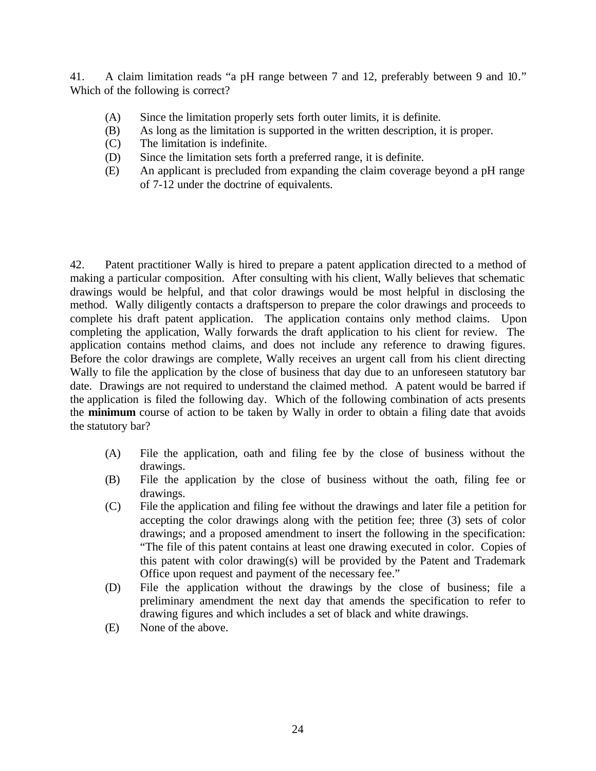41. A claim limitation reads "a pH range between 7 and 12, preferably between 9 and 10." Which of the following is correct?

- (A) Since the limitation properly sets forth outer limits, it is definite.
- (B) As long as the limitation is supported in the written description, it is proper.
- (C) The limitation is indefinite.
- (D) Since the limitation sets forth a preferred range, it is definite.
- (E) An applicant is precluded from expanding the claim coverage beyond a pH range of 7-12 under the doctrine of equivalents.

42. Patent practitioner Wally is hired to prepare a patent application directed to a method of making a particular composition. After consulting with his client, Wally believes that schematic drawings would be helpful, and that color drawings would be most helpful in disclosing the method. Wally diligently contacts a draftsperson to prepare the color drawings and proceeds to complete his draft patent application. The application contains only method claims. Upon completing the application, Wally forwards the draft application to his client for review. The application contains method claims, and does not include any reference to drawing figures. Before the color drawings are complete, Wally receives an urgent call from his client directing Wally to file the application by the close of business that day due to an unforeseen statutory bar date. Drawings are not required to understand the claimed method. A patent would be barred if the application is filed the following day. Which of the following combination of acts presents the **minimum** course of action to be taken by Wally in order to obtain a filing date that avoids the statutory bar?

- (A) File the application, oath and filing fee by the close of business without the drawings.
- (B) File the application by the close of business without the oath, filing fee or drawings.
- (C) File the application and filing fee without the drawings and later file a petition for accepting the color drawings along with the petition fee; three (3) sets of color drawings; and a proposed amendment to insert the following in the specification: "The file of this patent contains at least one drawing executed in color. Copies of this patent with color drawing(s) will be provided by the Patent and Trademark Office upon request and payment of the necessary fee."
- (D) File the application without the drawings by the close of business; file a preliminary amendment the next day that amends the specification to refer to drawing figures and which includes a set of black and white drawings.
- (E) None of the above.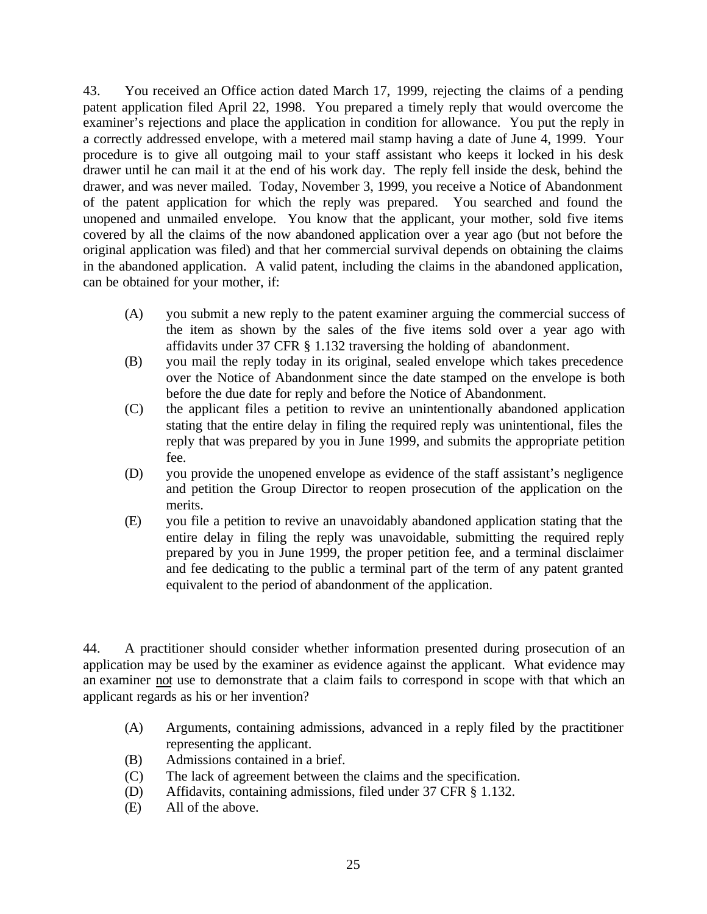43. You received an Office action dated March 17, 1999, rejecting the claims of a pending patent application filed April 22, 1998. You prepared a timely reply that would overcome the examiner's rejections and place the application in condition for allowance. You put the reply in a correctly addressed envelope, with a metered mail stamp having a date of June 4, 1999. Your procedure is to give all outgoing mail to your staff assistant who keeps it locked in his desk drawer until he can mail it at the end of his work day. The reply fell inside the desk, behind the drawer, and was never mailed. Today, November 3, 1999, you receive a Notice of Abandonment of the patent application for which the reply was prepared. You searched and found the unopened and unmailed envelope. You know that the applicant, your mother, sold five items covered by all the claims of the now abandoned application over a year ago (but not before the original application was filed) and that her commercial survival depends on obtaining the claims in the abandoned application. A valid patent, including the claims in the abandoned application, can be obtained for your mother, if:

- (A) you submit a new reply to the patent examiner arguing the commercial success of the item as shown by the sales of the five items sold over a year ago with affidavits under 37 CFR § 1.132 traversing the holding of abandonment.
- (B) you mail the reply today in its original, sealed envelope which takes precedence over the Notice of Abandonment since the date stamped on the envelope is both before the due date for reply and before the Notice of Abandonment.
- (C) the applicant files a petition to revive an unintentionally abandoned application stating that the entire delay in filing the required reply was unintentional, files the reply that was prepared by you in June 1999, and submits the appropriate petition fee.
- (D) you provide the unopened envelope as evidence of the staff assistant's negligence and petition the Group Director to reopen prosecution of the application on the merits.
- (E) you file a petition to revive an unavoidably abandoned application stating that the entire delay in filing the reply was unavoidable, submitting the required reply prepared by you in June 1999, the proper petition fee, and a terminal disclaimer and fee dedicating to the public a terminal part of the term of any patent granted equivalent to the period of abandonment of the application.

44. A practitioner should consider whether information presented during prosecution of an application may be used by the examiner as evidence against the applicant. What evidence may an examiner <u>not</u> use to demonstrate that a claim fails to correspond in scope with that which an applicant regards as his or her invention?

- (A) Arguments, containing admissions, advanced in a reply filed by the practitioner representing the applicant.
- (B) Admissions contained in a brief.
- (C) The lack of agreement between the claims and the specification.
- (D) Affidavits, containing admissions, filed under 37 CFR § 1.132.
- (E) All of the above.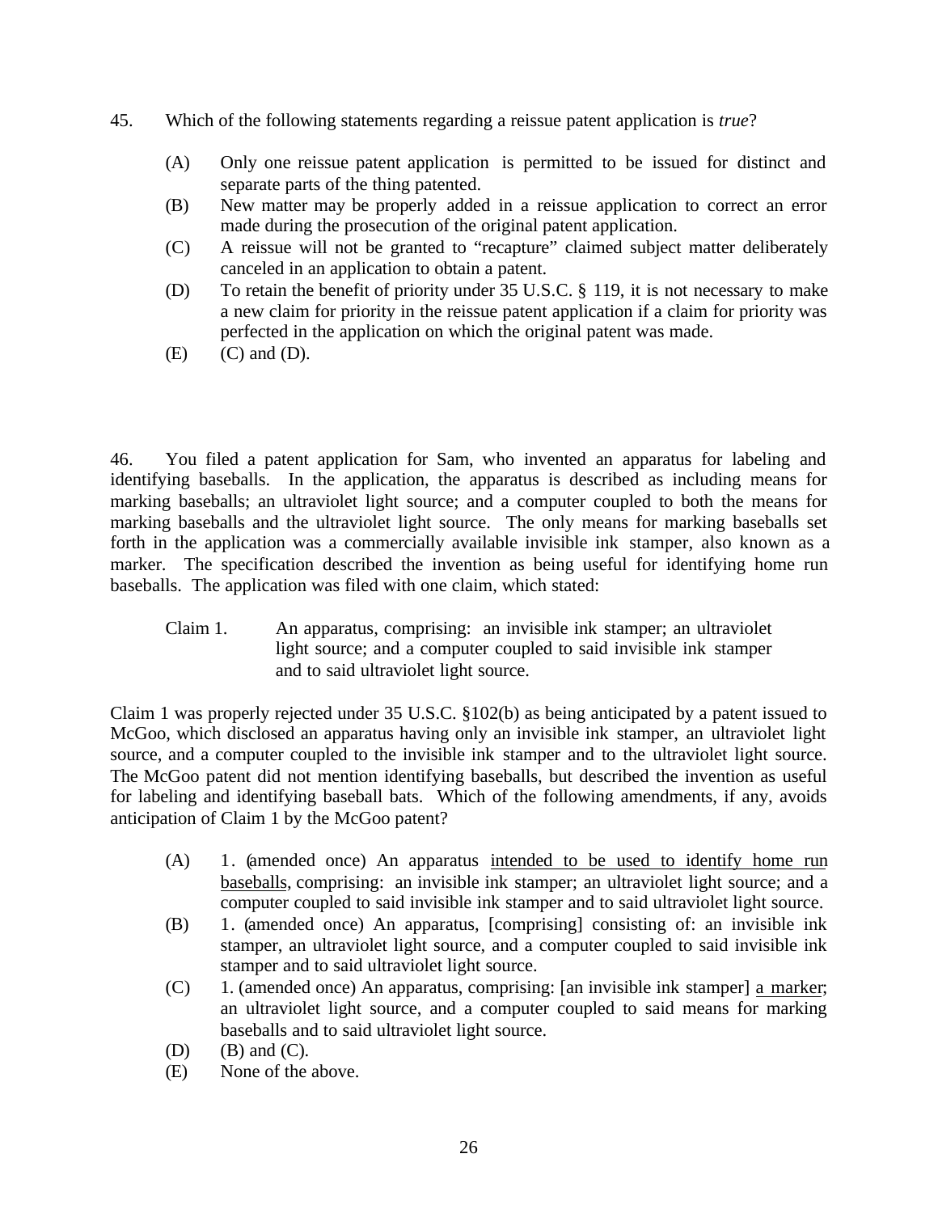45. Which of the following statements regarding a reissue patent application is *true*?

(A) Only one reissue patent application is permitted to be issued for distinct and separate parts of the thing patented.
(B) New matter may be properly added in a reissue application to correct an error made during the prosecution of the original patent application.
(C) A reissue will not be granted to "recapture" claimed subject matter deliberately canceled in an application to obtain a patent.
(D) To retain the benefit of priority under 35 U.S.C. § 119, it is not necessary to make a new claim for priority in the reissue patent application if a claim for priority was perfected in the application on which the original patent was made.
(E) (C) and (D).

46. You filed a patent application for Sam, who invented an apparatus for labeling and identifying baseballs. In the application, the apparatus is described as including means for marking baseballs; an ultraviolet light source; and a computer coupled to both the means for marking baseballs and the ultraviolet light source. The only means for marking baseballs set forth in the application was a commercially available invisible ink stamper, also known as a marker. The specification described the invention as being useful for identifying home run baseballs. The application was filed with one claim, which stated:

> Claim 1. An apparatus, comprising: an invisible ink stamper; an ultraviolet light source; and a computer coupled to said invisible ink stamper and to said ultraviolet light source.

Claim 1 was properly rejected under 35 U.S.C. §102(b) as being anticipated by a patent issued to McGoo, which disclosed an apparatus having only an invisible ink stamper, an ultraviolet light source, and a computer coupled to the invisible ink stamper and to the ultraviolet light source. The McGoo patent did not mention identifying baseballs, but described the invention as useful for labeling and identifying baseball bats. Which of the following amendments, if any, avoids anticipation of Claim 1 by the McGoo patent?

(A) 1. (amended once) An apparatus <u>intended to be used to identify home run baseballs</u>, comprising: an invisible ink stamper; an ultraviolet light source; and a computer coupled to said invisible ink stamper and to said ultraviolet light source.
(B) 1. (amended once) An apparatus, [comprising] consisting of: an invisible ink stamper, an ultraviolet light source, and a computer coupled to said invisible ink stamper and to said ultraviolet light source.
(C) 1. (amended once) An apparatus, comprising: [an invisible ink stamper] <u>a marker</u>; an ultraviolet light source, and a computer coupled to said means for marking baseballs and to said ultraviolet light source.
(D) (B) and (C).
(E) None of the above.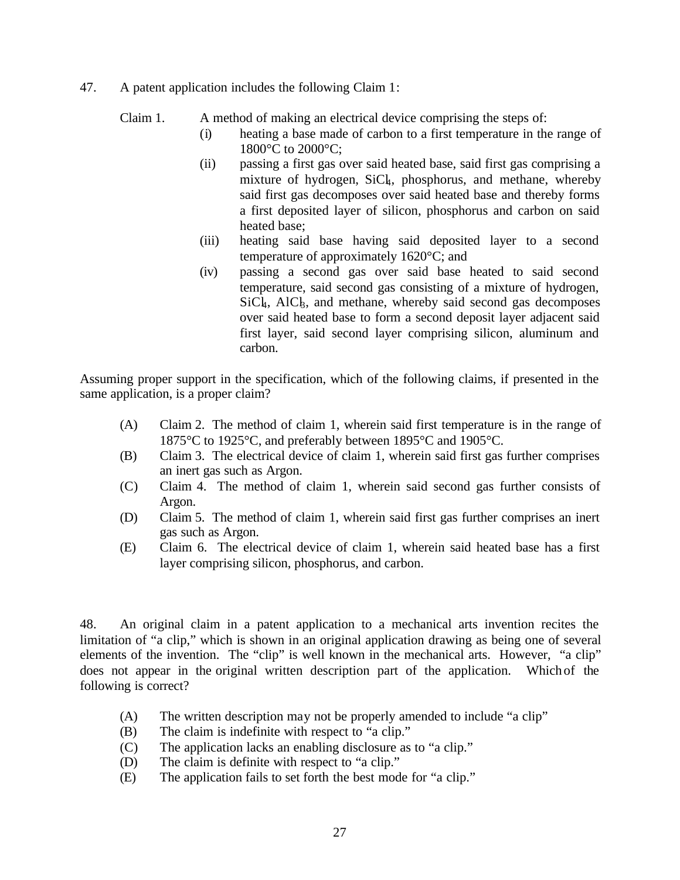47. A patent application includes the following Claim 1:

Claim 1. A method of making an electrical device comprising the steps of:

(i) heating a base made of carbon to a first temperature in the range of 1800°C to 2000°C;

(ii) passing a first gas over said heated base, said first gas comprising a mixture of hydrogen, $SiCl_4$, phosphorus, and methane, whereby said first gas decomposes over said heated base and thereby forms a first deposited layer of silicon, phosphorus and carbon on said heated base;

(iii) heating said base having said deposited layer to a second temperature of approximately 1620°C; and

(iv) passing a second gas over said base heated to said second temperature, said second gas consisting of a mixture of hydrogen, $SiCl_4$, $AlCl_3$, and methane, whereby said second gas decomposes over said heated base to form a second deposit layer adjacent said first layer, said second layer comprising silicon, aluminum and carbon.

Assuming proper support in the specification, which of the following claims, if presented in the same application, is a proper claim?

(A) Claim 2. The method of claim 1, wherein said first temperature is in the range of 1875°C to 1925°C, and preferably between 1895°C and 1905°C.

(B) Claim 3. The electrical device of claim 1, wherein said first gas further comprises an inert gas such as Argon.

(C) Claim 4. The method of claim 1, wherein said second gas further consists of Argon.

(D) Claim 5. The method of claim 1, wherein said first gas further comprises an inert gas such as Argon.

(E) Claim 6. The electrical device of claim 1, wherein said heated base has a first layer comprising silicon, phosphorus, and carbon.

48. An original claim in a patent application to a mechanical arts invention recites the limitation of "a clip," which is shown in an original application drawing as being one of several elements of the invention. The "clip" is well known in the mechanical arts. However, "a clip" does not appear in the original written description part of the application. Which of the following is correct?

(A) The written description may not be properly amended to include "a clip"

(B) The claim is indefinite with respect to "a clip."

(C) The application lacks an enabling disclosure as to "a clip."

(D) The claim is definite with respect to "a clip."

(E) The application fails to set forth the best mode for "a clip."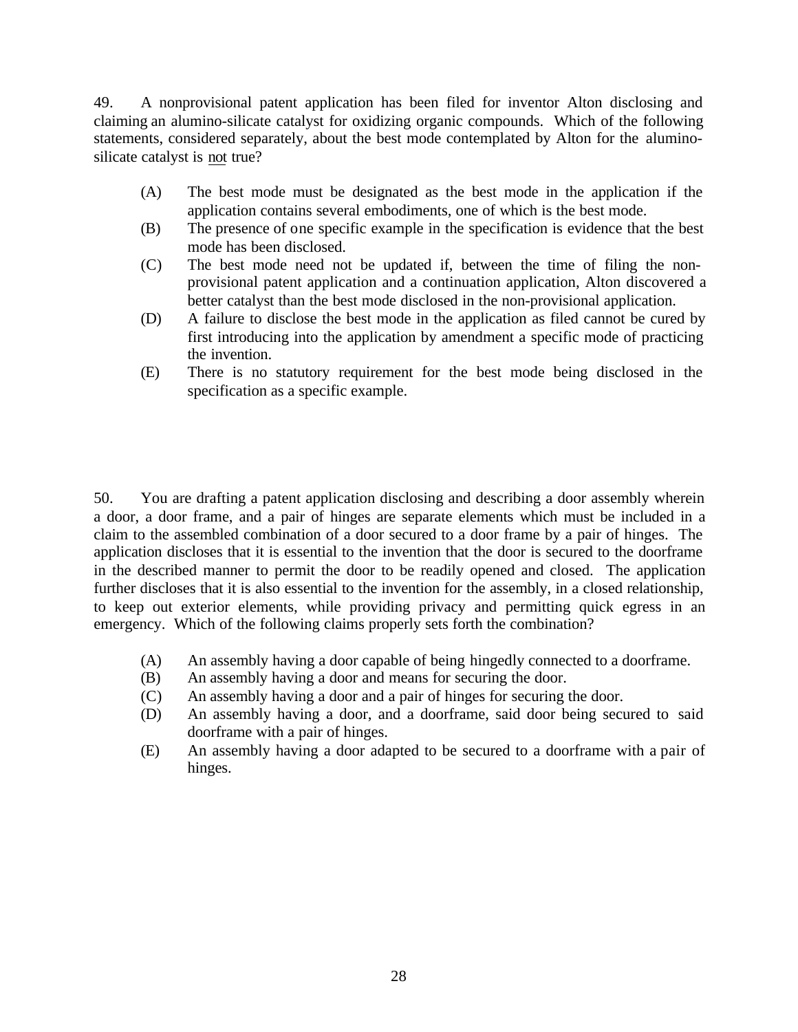49. A nonprovisional patent application has been filed for inventor Alton disclosing and claiming an alumino-silicate catalyst for oxidizing organic compounds. Which of the following statements, considered separately, about the best mode contemplated by Alton for the alumino-silicate catalyst is <u>not</u> true?

(A) The best mode must be designated as the best mode in the application if the application contains several embodiments, one of which is the best mode.

(B) The presence of one specific example in the specification is evidence that the best mode has been disclosed.

(C) The best mode need not be updated if, between the time of filing the non-provisional patent application and a continuation application, Alton discovered a better catalyst than the best mode disclosed in the non-provisional application.

(D) A failure to disclose the best mode in the application as filed cannot be cured by first introducing into the application by amendment a specific mode of practicing the invention.

(E) There is no statutory requirement for the best mode being disclosed in the specification as a specific example.

50. You are drafting a patent application disclosing and describing a door assembly wherein a door, a door frame, and a pair of hinges are separate elements which must be included in a claim to the assembled combination of a door secured to a door frame by a pair of hinges. The application discloses that it is essential to the invention that the door is secured to the doorframe in the described manner to permit the door to be readily opened and closed. The application further discloses that it is also essential to the invention for the assembly, in a closed relationship, to keep out exterior elements, while providing privacy and permitting quick egress in an emergency. Which of the following claims properly sets forth the combination?

(A) An assembly having a door capable of being hingedly connected to a doorframe.

(B) An assembly having a door and means for securing the door.

(C) An assembly having a door and a pair of hinges for securing the door.

(D) An assembly having a door, and a doorframe, said door being secured to said doorframe with a pair of hinges.

(E) An assembly having a door adapted to be secured to a doorframe with a pair of hinges.